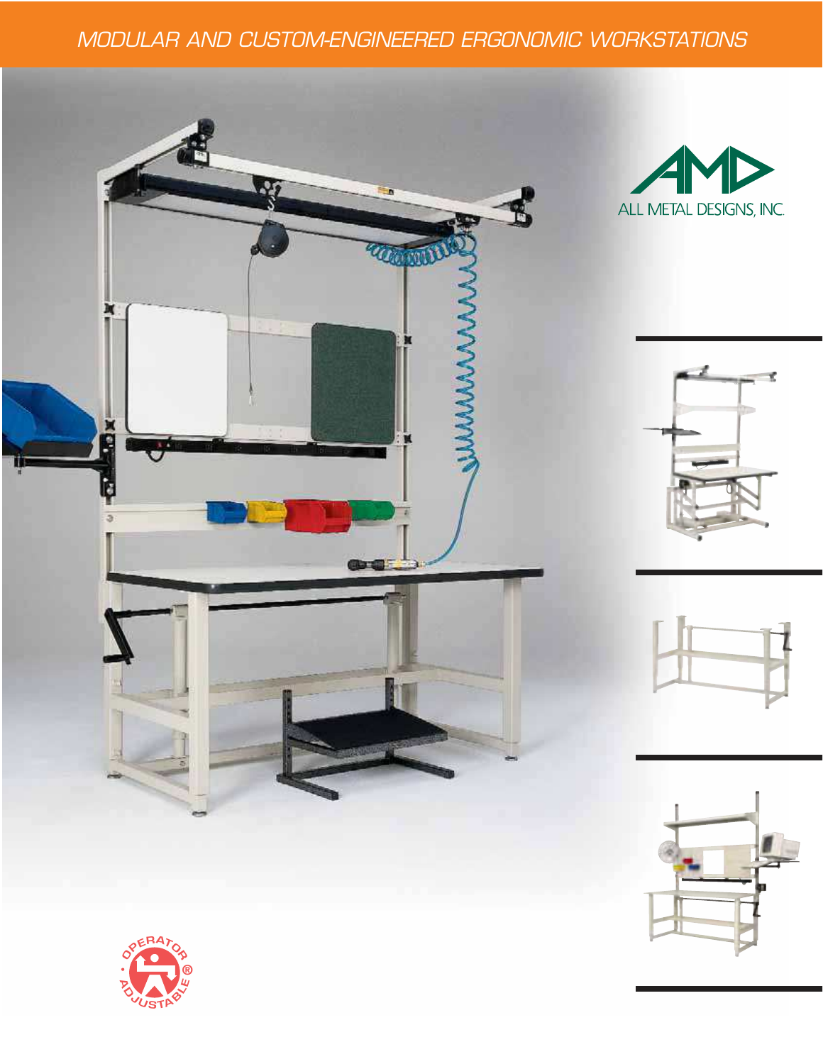# MODULAR AND CUSTOM-ENGINEERED ERGONOMIC WORKSTATIONS

AMD

ALL METAL DESIGNS, INC.

OPERATOR ADJUSTABLE®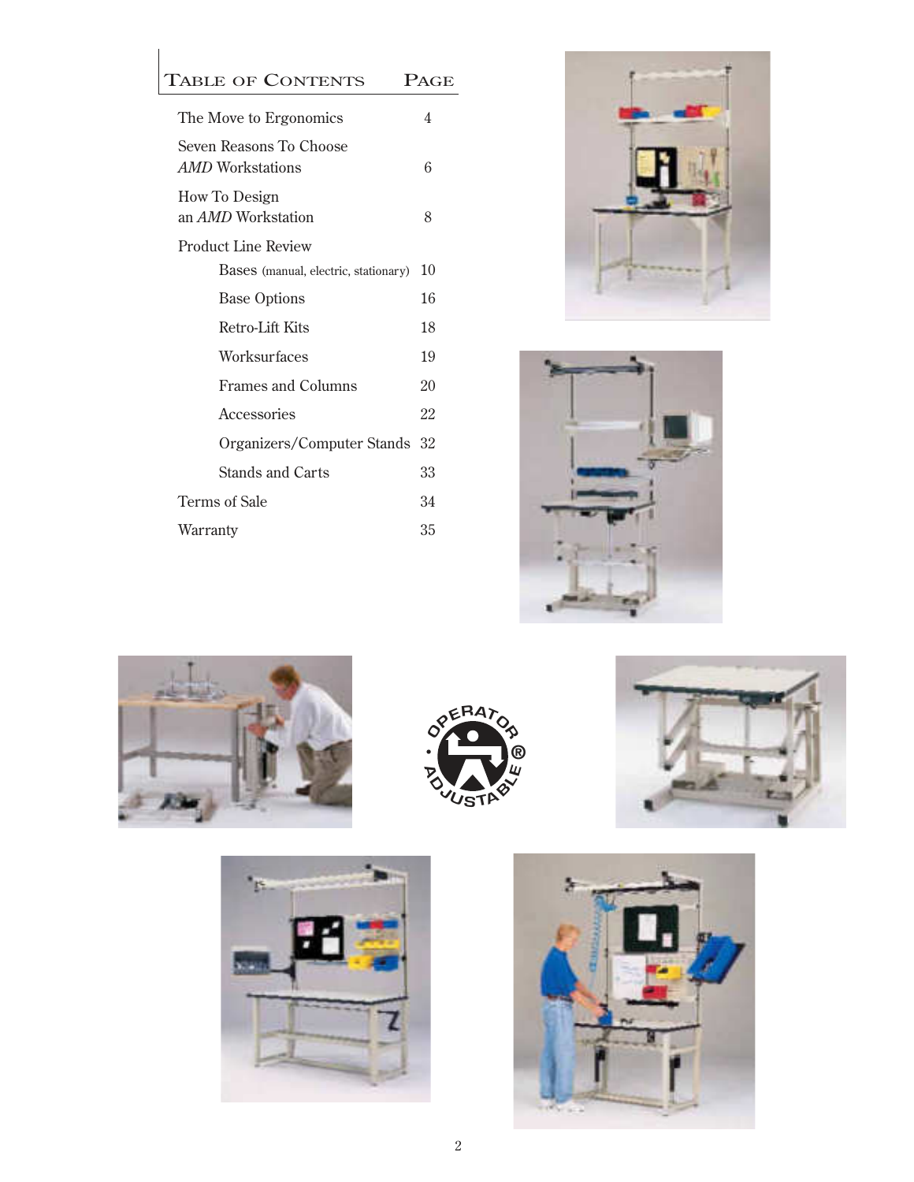# Table of Contents

| | Page |
|---|---|
| The Move to Ergonomics | 4 |
| Seven Reasons To Choose *AMD* Workstations | 6 |
| How To Design an *AMD* Workstation | 8 |
| Product Line Review | |
| Bases (manual, electric, stationary) | 10 |
| Base Options | 16 |
| Retro-Lift Kits | 18 |
| Worksurfaces | 19 |
| Frames and Columns | 20 |
| Accessories | 22 |
| Organizers/Computer Stands | 32 |
| Stands and Carts | 33 |
| Terms of Sale | 34 |
| Warranty | 35 |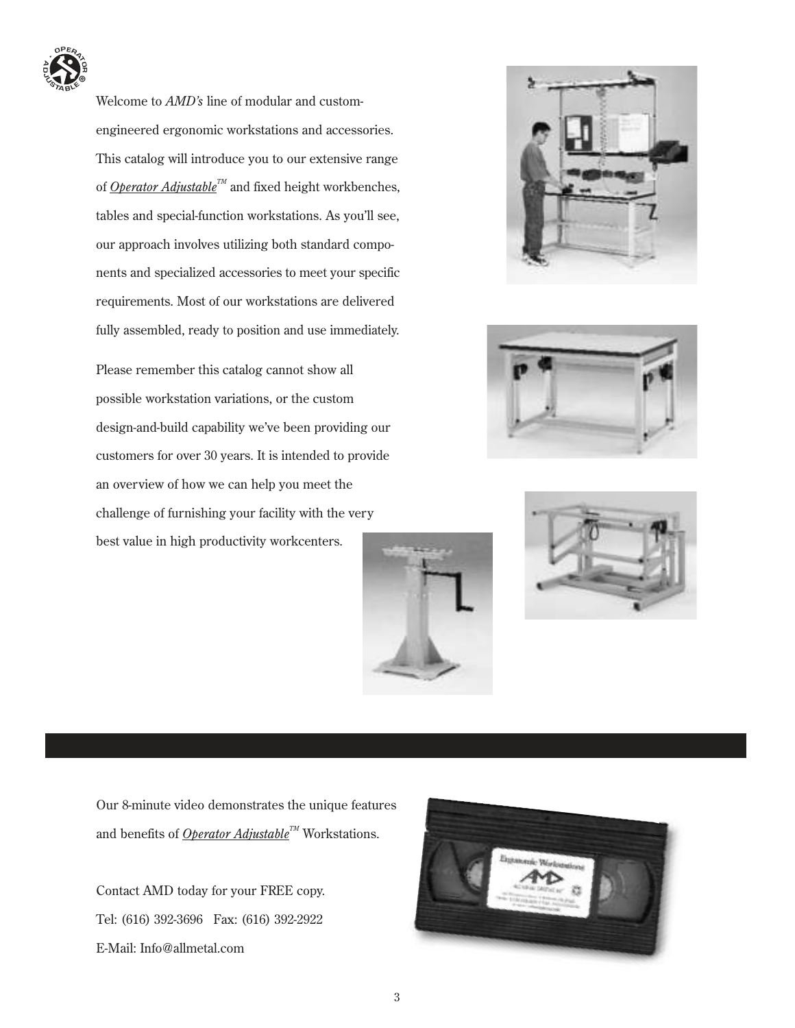Welcome to *AMD's* line of modular and custom-engineered ergonomic workstations and accessories. This catalog will introduce you to our extensive range of *Operator Adjustable*™ and fixed height workbenches, tables and special-function workstations. As you'll see, our approach involves utilizing both standard components and specialized accessories to meet your specific requirements. Most of our workstations are delivered fully assembled, ready to position and use immediately.

Please remember this catalog cannot show all possible workstation variations, or the custom design-and-build capability we've been providing our customers for over 30 years. It is intended to provide an overview of how we can help you meet the challenge of furnishing your facility with the very best value in high productivity workcenters.

Our 8-minute video demonstrates the unique features and benefits of *Operator Adjustable*™ Workstations.

Contact AMD today for your FREE copy.

Tel: (616) 392-3696   Fax: (616) 392-2922

E-Mail: Info@allmetal.com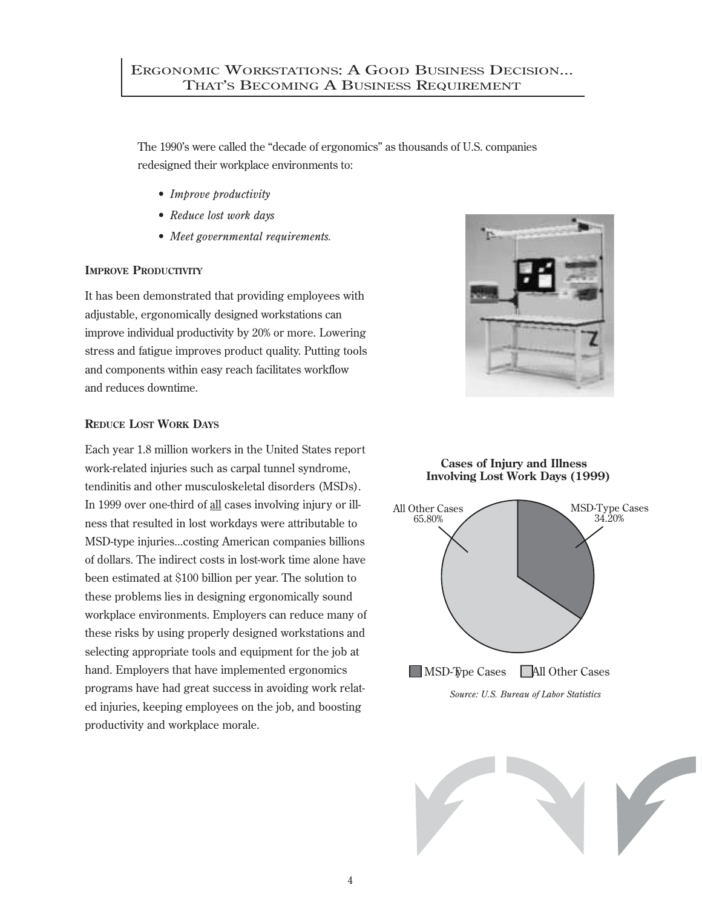# Ergonomic Workstations: A Good Business Decision... That's Becoming A Business Requirement

The 1990's were called the "decade of ergonomics" as thousands of U.S. companies redesigned their workplace environments to:

- *Improve productivity*
- *Reduce lost work days*
- *Meet governmental requirements.*

## Improve Productivity

It has been demonstrated that providing employees with adjustable, ergonomically designed workstations can improve individual productivity by 20% or more. Lowering stress and fatigue improves product quality. Putting tools and components within easy reach facilitates workflow and reduces downtime.

## Reduce Lost Work Days

Each year 1.8 million workers in the United States report work-related injuries such as carpal tunnel syndrome, tendinitis and other musculoskeletal disorders (MSDs). In 1999 over one-third of all cases involving injury or illness that resulted in lost workdays were attributable to MSD-type injuries...costing American companies billions of dollars. The indirect costs in lost-work time alone have been estimated at $100 billion per year. The solution to these problems lies in designing ergonomically sound workplace environments. Employers can reduce many of these risks by using properly designed workstations and selecting appropriate tools and equipment for the job at hand. Employers that have implemented ergonomics programs have had great success in avoiding work related injuries, keeping employees on the job, and boosting productivity and workplace morale.

**Cases of Injury and Illness Involving Lost Work Days (1999)**

| Category | Share |
| --- | --- |
| MSD-Type Cases | 34.20% |
| All Other Cases | 65.80% |

*Source: U.S. Bureau of Labor Statistics*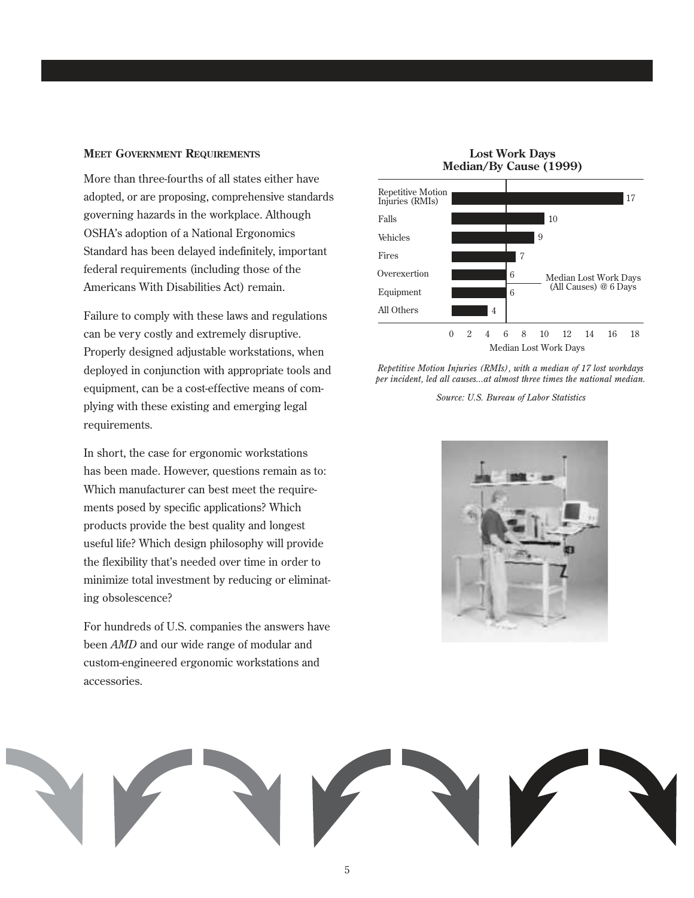## Meet Government Requirements

More than three-fourths of all states either have adopted, or are proposing, comprehensive standards governing hazards in the workplace. Although OSHA's adoption of a National Ergonomics Standard has been delayed indefinitely, important federal requirements (including those of the Americans With Disabilities Act) remain.

Failure to comply with these laws and regulations can be very costly and extremely disruptive. Properly designed adjustable workstations, when deployed in conjunction with appropriate tools and equipment, can be a cost-effective means of complying with these existing and emerging legal requirements.

In short, the case for ergonomic workstations has been made. However, questions remain as to: Which manufacturer can best meet the requirements posed by specific applications? Which products provide the best quality and longest useful life? Which design philosophy will provide the flexibility that's needed over time in order to minimize total investment by reducing or eliminating obsolescence?

For hundreds of U.S. companies the answers have been *AMD* and our wide range of modular and custom-engineered ergonomic workstations and accessories.

**Lost Work Days Median/By Cause (1999)**

| Cause | Median Lost Work Days |
|---|---|
| Repetitive Motion Injuries (RMIs) | 17 |
| Falls | 10 |
| Vehicles | 9 |
| Fires | 7 |
| Overexertion | 6 |
| Equipment | 6 |
| All Others | 4 |

Median Lost Work Days (All Causes) @ 6 Days

*Repetitive Motion Injuries (RMIs), with a median of 17 lost workdays per incident, led all causes...at almost three times the national median.*

*Source: U.S. Bureau of Labor Statistics*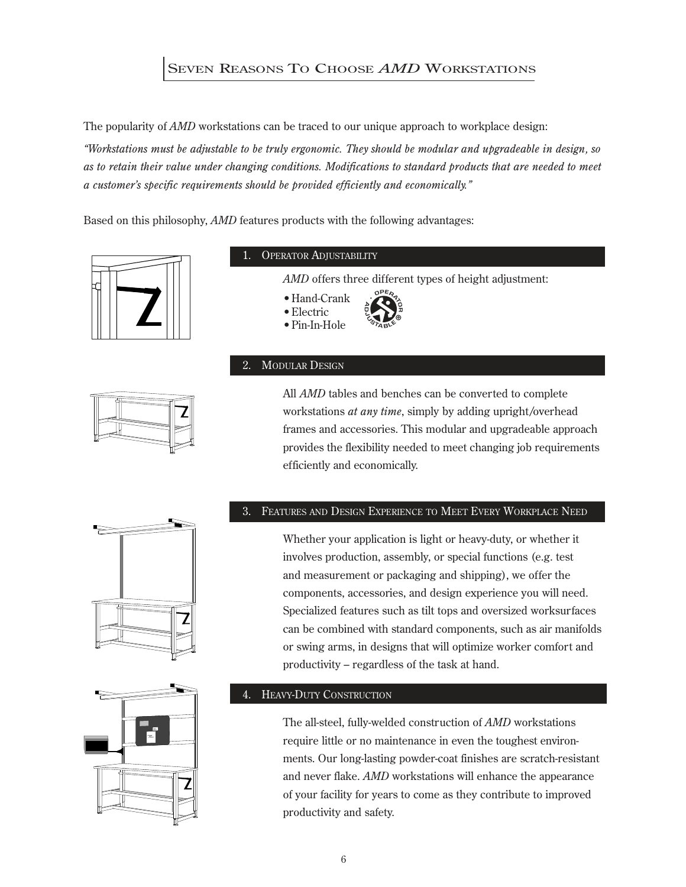# Seven Reasons To Choose *AMD* Workstations

The popularity of *AMD* workstations can be traced to our unique approach to workplace design:

*"Workstations must be adjustable to be truly ergonomic. They should be modular and upgradeable in design, so as to retain their value under changing conditions. Modifications to standard products that are needed to meet a customer's specific requirements should be provided efficiently and economically."*

Based on this philosophy, *AMD* features products with the following advantages:

## 1. Operator Adjustability

*AMD* offers three different types of height adjustment:

- Hand-Crank
- Electric
- Pin-In-Hole

OPERATOR ADJUSTABLE®

## 2. Modular Design

All *AMD* tables and benches can be converted to complete workstations *at any time*, simply by adding upright/overhead frames and accessories. This modular and upgradeable approach provides the flexibility needed to meet changing job requirements efficiently and economically.

## 3. Features and Design Experience to Meet Every Workplace Need

Whether your application is light or heavy-duty, or whether it involves production, assembly, or special functions (e.g. test and measurement or packaging and shipping), we offer the components, accessories, and design experience you will need. Specialized features such as tilt tops and oversized worksurfaces can be combined with standard components, such as air manifolds or swing arms, in designs that will optimize worker comfort and productivity – regardless of the task at hand.

## 4. Heavy-Duty Construction

The all-steel, fully-welded construction of *AMD* workstations require little or no maintenance in even the toughest environments. Our long-lasting powder-coat finishes are scratch-resistant and never flake. *AMD* workstations will enhance the appearance of your facility for years to come as they contribute to improved productivity and safety.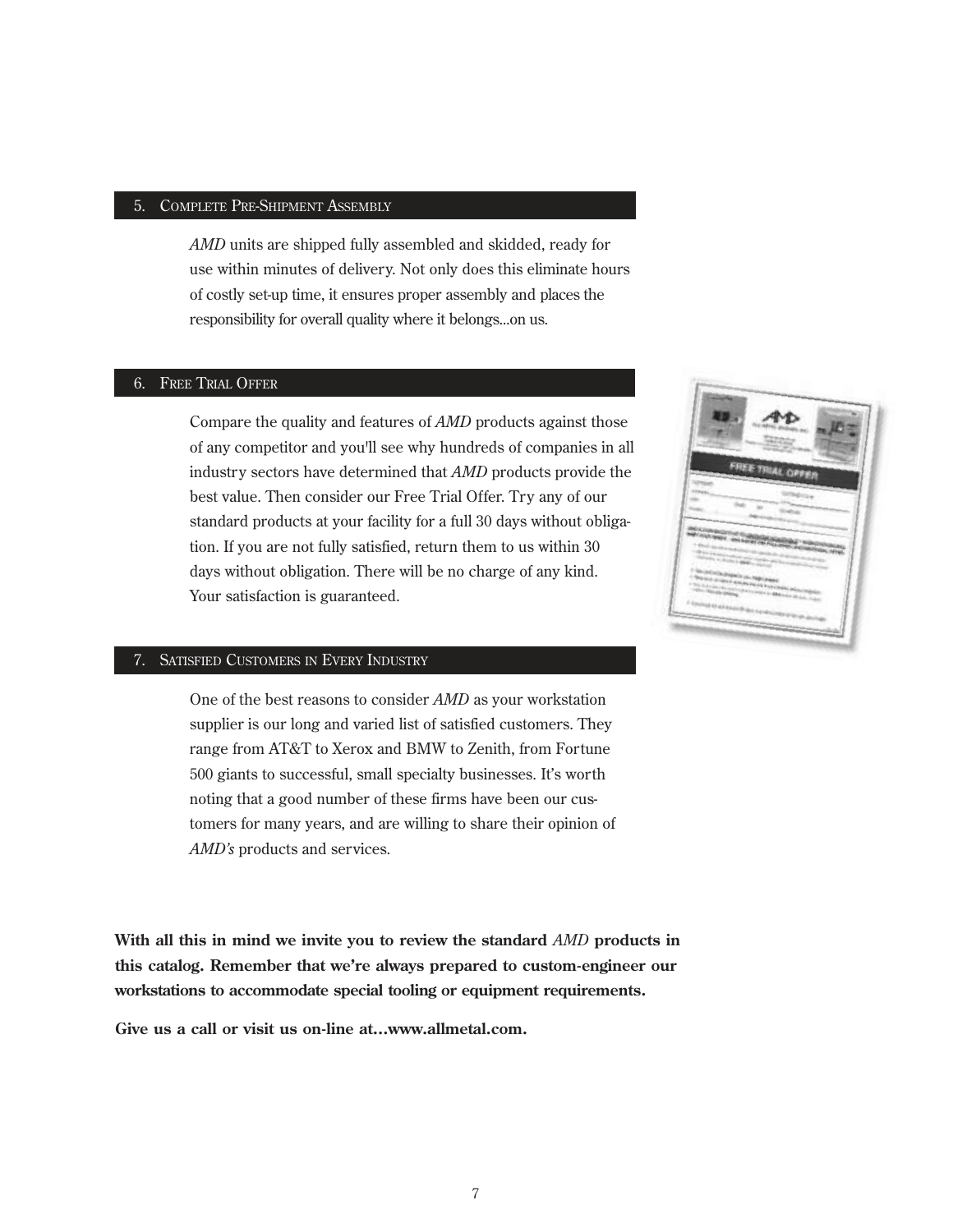## 5. Complete Pre-Shipment Assembly

*AMD* units are shipped fully assembled and skidded, ready for use within minutes of delivery. Not only does this eliminate hours of costly set-up time, it ensures proper assembly and places the responsibility for overall quality where it belongs...on us.

## 6. Free Trial Offer

Compare the quality and features of *AMD* products against those of any competitor and you'll see why hundreds of companies in all industry sectors have determined that *AMD* products provide the best value. Then consider our Free Trial Offer. Try any of our standard products at your facility for a full 30 days without obligation. If you are not fully satisfied, return them to us within 30 days without obligation. There will be no charge of any kind. Your satisfaction is guaranteed.

## 7. Satisfied Customers in Every Industry

One of the best reasons to consider *AMD* as your workstation supplier is our long and varied list of satisfied customers. They range from AT&T to Xerox and BMW to Zenith, from Fortune 500 giants to successful, small specialty businesses. It's worth noting that a good number of these firms have been our customers for many years, and are willing to share their opinion of *AMD's* products and services.

**With all this in mind we invite you to review the standard *AMD* products in this catalog. Remember that we're always prepared to custom-engineer our workstations to accommodate special tooling or equipment requirements.**

**Give us a call or visit us on-line at…www.allmetal.com.**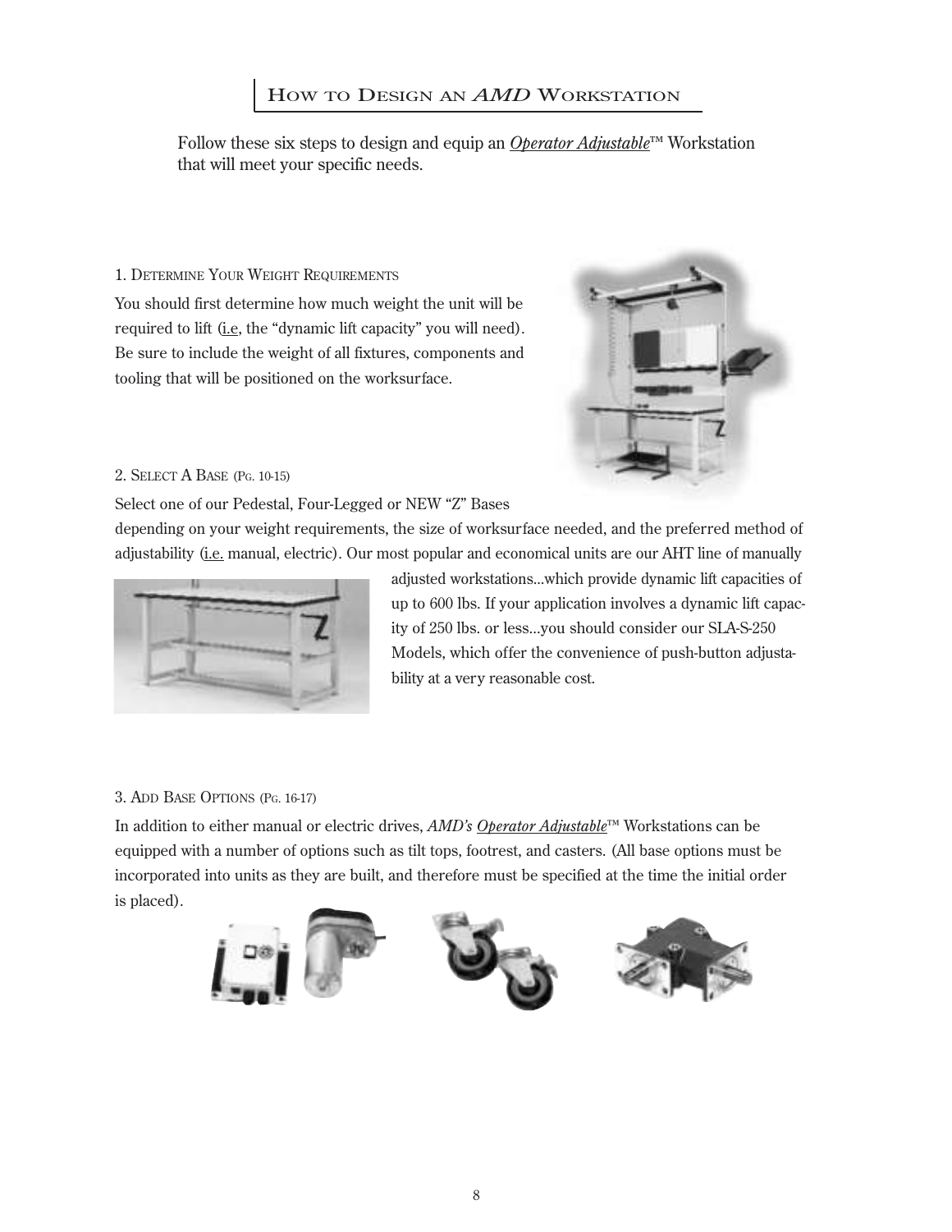# How to Design an *AMD* Workstation

Follow these six steps to design and equip an *Operator Adjustable*™ Workstation that will meet your specific needs.

## 1. Determine Your Weight Requirements

You should first determine how much weight the unit will be required to lift (i.e, the "dynamic lift capacity" you will need). Be sure to include the weight of all fixtures, components and tooling that will be positioned on the worksurface.

## 2. Select a Base (Pg. 10-15)

Select one of our Pedestal, Four-Legged or NEW "Z" Bases depending on your weight requirements, the size of worksurface needed, and the preferred method of adjustability (i.e. manual, electric). Our most popular and economical units are our AHT line of manually adjusted workstations...which provide dynamic lift capacities of up to 600 lbs. If your application involves a dynamic lift capacity of 250 lbs. or less...you should consider our SLA-S-250 Models, which offer the convenience of push-button adjustability at a very reasonable cost.

## 3. Add Base Options (Pg. 16-17)

In addition to either manual or electric drives, *AMD's Operator Adjustable*™ Workstations can be equipped with a number of options such as tilt tops, footrest, and casters. (All base options must be incorporated into units as they are built, and therefore must be specified at the time the initial order is placed).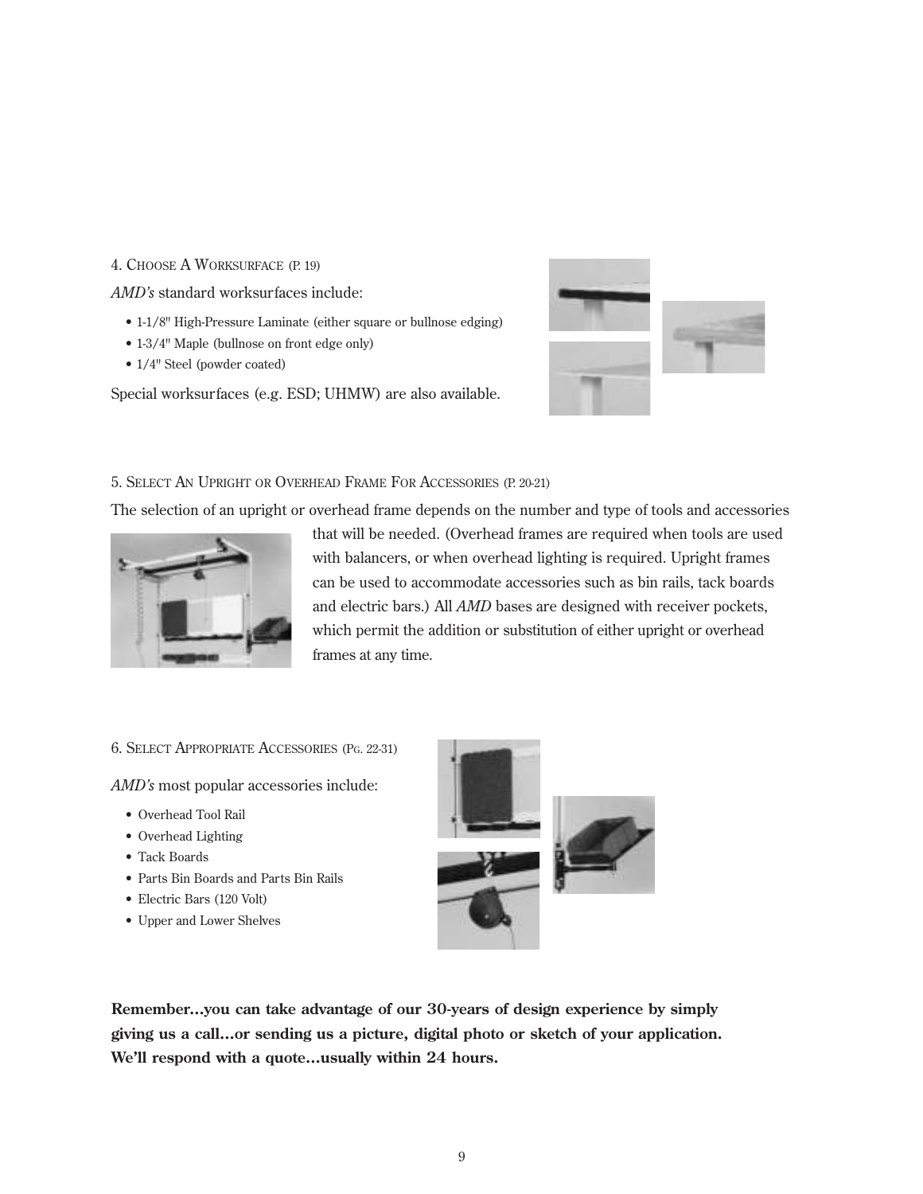### 4. Choose A Worksurface (P. 19)

*AMD's* standard worksurfaces include:

- 1-1/8" High-Pressure Laminate (either square or bullnose edging)
- 1-3/4" Maple (bullnose on front edge only)
- 1/4" Steel (powder coated)

Special worksurfaces (e.g. ESD; UHMW) are also available.

### 5. Select An Upright or Overhead Frame For Accessories (P. 20-21)

The selection of an upright or overhead frame depends on the number and type of tools and accessories that will be needed. (Overhead frames are required when tools are used with balancers, or when overhead lighting is required. Upright frames can be used to accommodate accessories such as bin rails, tack boards and electric bars.) All *AMD* bases are designed with receiver pockets, which permit the addition or substitution of either upright or overhead frames at any time.

### 6. Select Appropriate Accessories (Pg. 22-31)

*AMD's* most popular accessories include:

- Overhead Tool Rail
- Overhead Lighting
- Tack Boards
- Parts Bin Boards and Parts Bin Rails
- Electric Bars (120 Volt)
- Upper and Lower Shelves

**Remember…you can take advantage of our 30-years of design experience by simply giving us a call…or sending us a picture, digital photo or sketch of your application. We'll respond with a quote…usually within 24 hours.**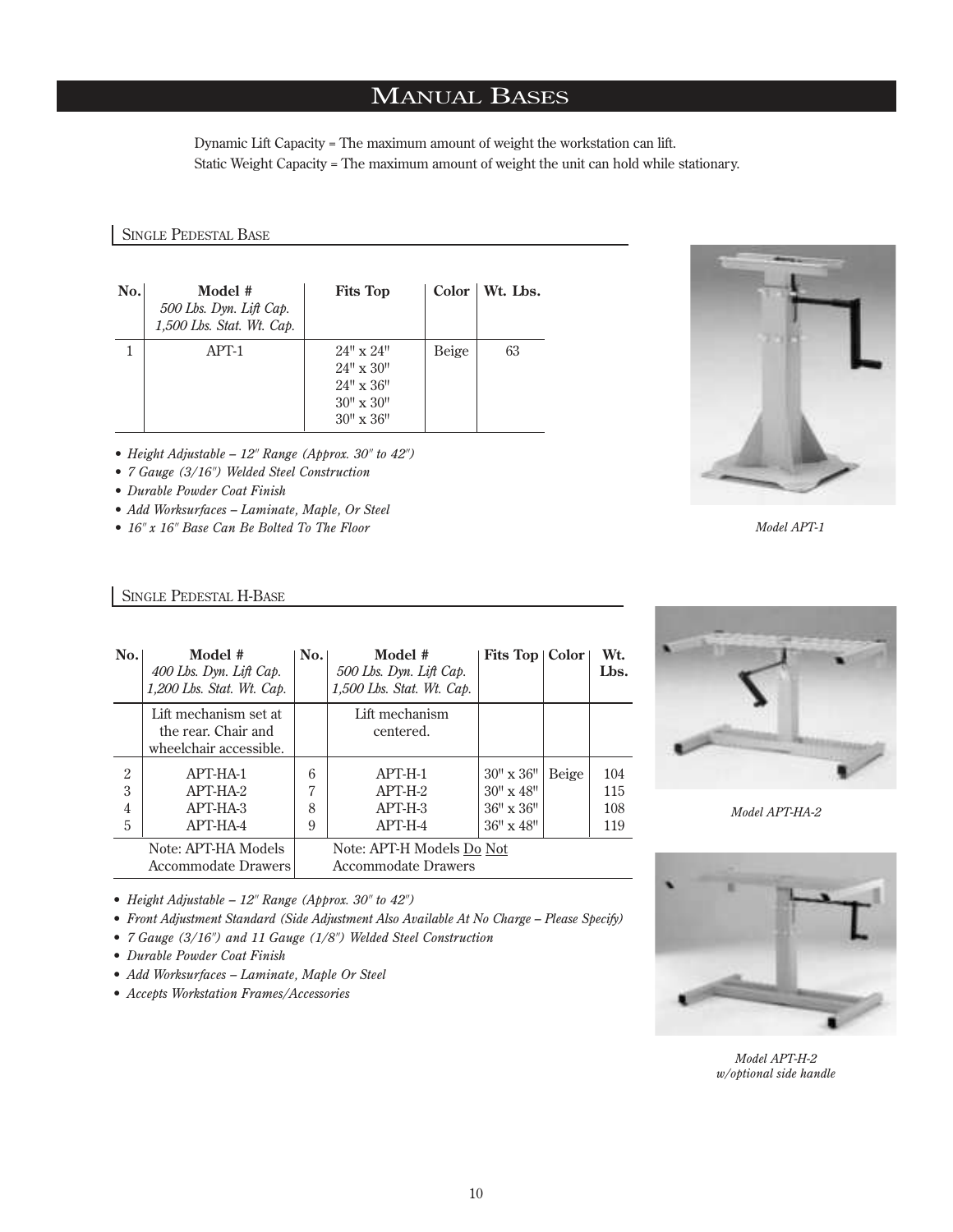# Manual Bases

Dynamic Lift Capacity = The maximum amount of weight the workstation can lift.
Static Weight Capacity = The maximum amount of weight the unit can hold while stationary.

## Single Pedestal Base

| No. | Model # *500 Lbs. Dyn. Lift Cap. 1,500 Lbs. Stat. Wt. Cap.* | Fits Top | Color | Wt. Lbs. |
|---|---|---|---|---|
| 1 | APT-1 | 24" x 24"<br>24" x 30"<br>24" x 36"<br>30" x 30"<br>30" x 36" | Beige | 63 |

- *Height Adjustable – 12" Range (Approx. 30" to 42")*
- *7 Gauge (3/16") Welded Steel Construction*
- *Durable Powder Coat Finish*
- *Add Worksurfaces – Laminate, Maple, Or Steel*
- *16" x 16" Base Can Be Bolted To The Floor*

*Model APT-1*

## Single Pedestal H-Base

| No. | Model # *400 Lbs. Dyn. Lift Cap. 1,200 Lbs. Stat. Wt. Cap.* | No. | Model # *500 Lbs. Dyn. Lift Cap. 1,500 Lbs. Stat. Wt. Cap.* | Fits Top | Color | Wt. Lbs. |
|---|---|---|---|---|---|---|
| | Lift mechanism set at the rear. Chair and wheelchair accessible. | | Lift mechanism centered. | | | |
| 2 | APT-HA-1 | 6 | APT-H-1 | 30" x 36" | Beige | 104 |
| 3 | APT-HA-2 | 7 | APT-H-2 | 30" x 48" | | 115 |
| 4 | APT-HA-3 | 8 | APT-H-3 | 36" x 36" | | 108 |
| 5 | APT-HA-4 | 9 | APT-H-4 | 36" x 48" | | 119 |
| | Note: APT-HA Models Accommodate Drawers | | Note: APT-H Models Do Not Accommodate Drawers | | | |

- *Height Adjustable – 12" Range (Approx. 30" to 42")*
- *Front Adjustment Standard (Side Adjustment Also Available At No Charge – Please Specify)*
- *7 Gauge (3/16") and 11 Gauge (1/8") Welded Steel Construction*
- *Durable Powder Coat Finish*
- *Add Worksurfaces – Laminate, Maple Or Steel*
- *Accepts Workstation Frames/Accessories*

*Model APT-HA-2*

*Model APT-H-2 w/optional side handle*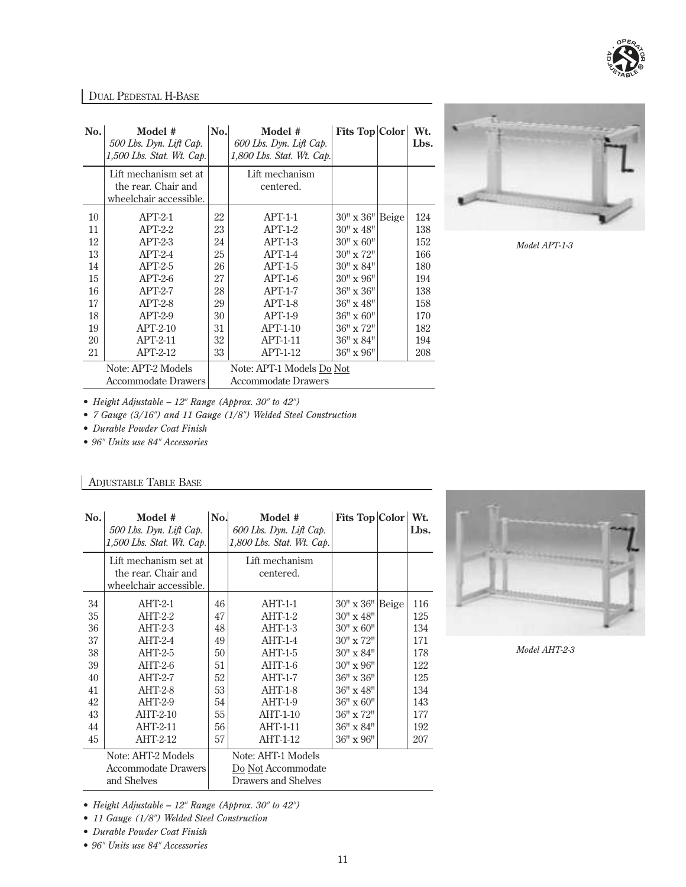## Dual Pedestal H-Base

| No. | Model # *500 Lbs. Dyn. Lift Cap. 1,500 Lbs. Stat. Wt. Cap.* | No. | Model # *600 Lbs. Dyn. Lift Cap. 1,800 Lbs. Stat. Wt. Cap.* | Fits Top | Color | Wt. Lbs. |
|---|---|---|---|---|---|---|
| | Lift mechanism set at the rear. Chair and wheelchair accessible. | | Lift mechanism centered. | | | |
| 10 | APT-2-1 | 22 | APT-1-1 | 30" x 36" | Beige | 124 |
| 11 | APT-2-2 | 23 | APT-1-2 | 30" x 48" | | 138 |
| 12 | APT-2-3 | 24 | APT-1-3 | 30" x 60" | | 152 |
| 13 | APT-2-4 | 25 | APT-1-4 | 30" x 72" | | 166 |
| 14 | APT-2-5 | 26 | APT-1-5 | 30" x 84" | | 180 |
| 15 | APT-2-6 | 27 | APT-1-6 | 30" x 96" | | 194 |
| 16 | APT-2-7 | 28 | APT-1-7 | 36" x 36" | | 138 |
| 17 | APT-2-8 | 29 | APT-1-8 | 36" x 48" | | 158 |
| 18 | APT-2-9 | 30 | APT-1-9 | 36" x 60" | | 170 |
| 19 | APT-2-10 | 31 | APT-1-10 | 36" x 72" | | 182 |
| 20 | APT-2-11 | 32 | APT-1-11 | 36" x 84" | | 194 |
| 21 | APT-2-12 | 33 | APT-1-12 | 36" x 96" | | 208 |
| | Note: APT-2 Models Accommodate Drawers | | Note: APT-1 Models Do Not Accommodate Drawers | | | |

- *Height Adjustable – 12" Range (Approx. 30" to 42")*
- *7 Gauge (3/16") and 11 Gauge (1/8") Welded Steel Construction*
- *Durable Powder Coat Finish*
- *96" Units use 84" Accessories*

*Model APT-1-3*

## Adjustable Table Base

| No. | Model # *500 Lbs. Dyn. Lift Cap. 1,500 Lbs. Stat. Wt. Cap.* | No. | Model # *600 Lbs. Dyn. Lift Cap. 1,800 Lbs. Stat. Wt. Cap.* | Fits Top | Color | Wt. Lbs. |
|---|---|---|---|---|---|---|
| | Lift mechanism set at the rear. Chair and wheelchair accessible. | | Lift mechanism centered. | | | |
| 34 | AHT-2-1 | 46 | AHT-1-1 | 30" x 36" | Beige | 116 |
| 35 | AHT-2-2 | 47 | AHT-1-2 | 30" x 48" | | 125 |
| 36 | AHT-2-3 | 48 | AHT-1-3 | 30" x 60" | | 134 |
| 37 | AHT-2-4 | 49 | AHT-1-4 | 30" x 72" | | 171 |
| 38 | AHT-2-5 | 50 | AHT-1-5 | 30" x 84" | | 178 |
| 39 | AHT-2-6 | 51 | AHT-1-6 | 30" x 96" | | 122 |
| 40 | AHT-2-7 | 52 | AHT-1-7 | 36" x 36" | | 125 |
| 41 | AHT-2-8 | 53 | AHT-1-8 | 36" x 48" | | 134 |
| 42 | AHT-2-9 | 54 | AHT-1-9 | 36" x 60" | | 143 |
| 43 | AHT-2-10 | 55 | AHT-1-10 | 36" x 72" | | 177 |
| 44 | AHT-2-11 | 56 | AHT-1-11 | 36" x 84" | | 192 |
| 45 | AHT-2-12 | 57 | AHT-1-12 | 36" x 96" | | 207 |
| | Note: AHT-2 Models Accommodate Drawers and Shelves | | Note: AHT-1 Models Do Not Accommodate Drawers and Shelves | | | |

- *Height Adjustable – 12" Range (Approx. 30" to 42")*
- *11 Gauge (1/8") Welded Steel Construction*
- *Durable Powder Coat Finish*
- *96" Units use 84" Accessories*

*Model AHT-2-3*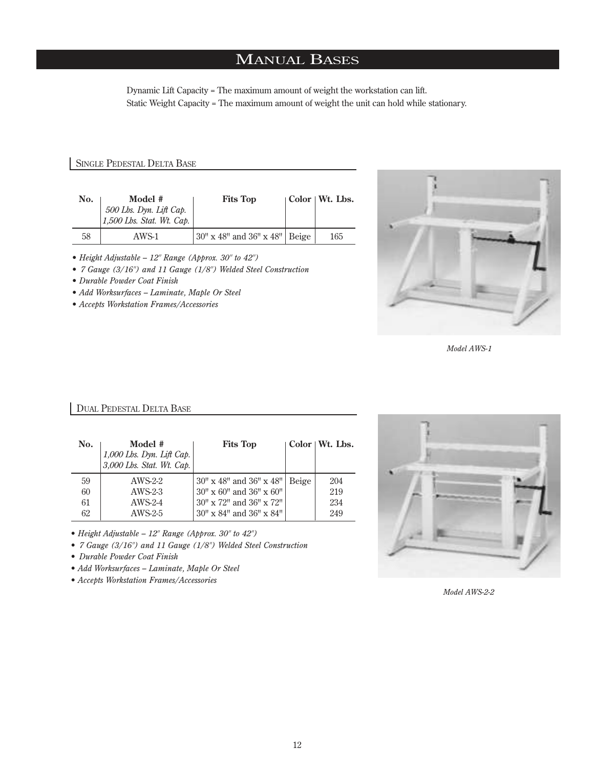# Manual Bases

Dynamic Lift Capacity = The maximum amount of weight the workstation can lift.
Static Weight Capacity = The maximum amount of weight the unit can hold while stationary.

## Single Pedestal Delta Base

| No. | Model # *500 Lbs. Dyn. Lift Cap. 1,500 Lbs. Stat. Wt. Cap.* | Fits Top | Color | Wt. Lbs. |
|---|---|---|---|---|
| 58 | AWS-1 | 30" x 48" and 36" x 48" | Beige | 165 |

- *Height Adjustable – 12" Range (Approx. 30" to 42")*
- *7 Gauge (3/16") and 11 Gauge (1/8") Welded Steel Construction*
- *Durable Powder Coat Finish*
- *Add Worksurfaces – Laminate, Maple Or Steel*
- *Accepts Workstation Frames/Accessories*

*Model AWS-1*

## Dual Pedestal Delta Base

| No. | Model # *1,000 Lbs. Dyn. Lift Cap. 3,000 Lbs. Stat. Wt. Cap.* | Fits Top | Color | Wt. Lbs. |
|---|---|---|---|---|
| 59 | AWS-2-2 | 30" x 48" and 36" x 48" | Beige | 204 |
| 60 | AWS-2-3 | 30" x 60" and 36" x 60" | | 219 |
| 61 | AWS-2-4 | 30" x 72" and 36" x 72" | | 234 |
| 62 | AWS-2-5 | 30" x 84" and 36" x 84" | | 249 |

- *Height Adjustable – 12" Range (Approx. 30" to 42")*
- *7 Gauge (3/16") and 11 Gauge (1/8") Welded Steel Construction*
- *Durable Powder Coat Finish*
- *Add Worksurfaces – Laminate, Maple Or Steel*
- *Accepts Workstation Frames/Accessories*

*Model AWS-2-2*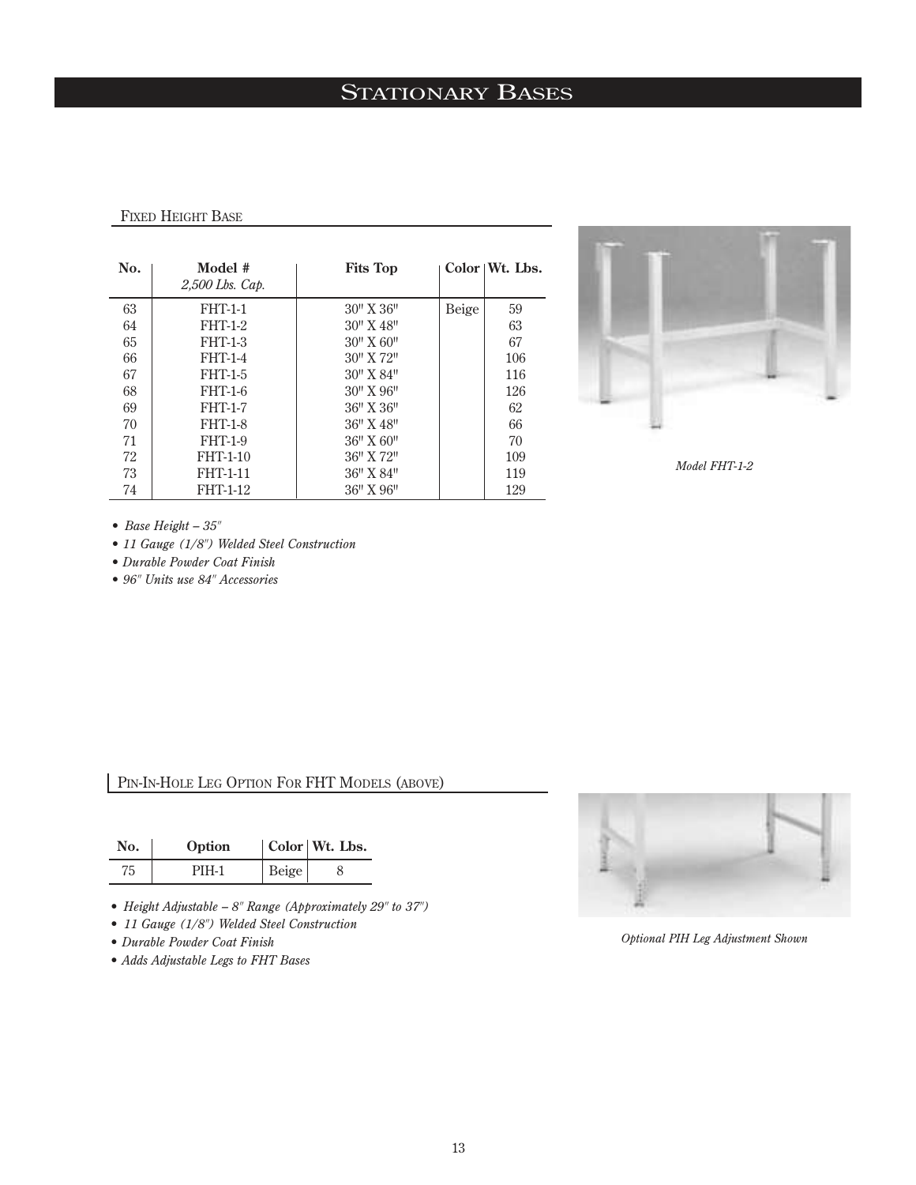# Stationary Bases

## Fixed Height Base

| No. | Model # *2,500 Lbs. Cap.* | Fits Top | Color | Wt. Lbs. |
|---|---|---|---|---|
| 63 | FHT-1-1 | 30" X 36" | Beige | 59 |
| 64 | FHT-1-2 | 30" X 48" | | 63 |
| 65 | FHT-1-3 | 30" X 60" | | 67 |
| 66 | FHT-1-4 | 30" X 72" | | 106 |
| 67 | FHT-1-5 | 30" X 84" | | 116 |
| 68 | FHT-1-6 | 30" X 96" | | 126 |
| 69 | FHT-1-7 | 36" X 36" | | 62 |
| 70 | FHT-1-8 | 36" X 48" | | 66 |
| 71 | FHT-1-9 | 36" X 60" | | 70 |
| 72 | FHT-1-10 | 36" X 72" | | 109 |
| 73 | FHT-1-11 | 36" X 84" | | 119 |
| 74 | FHT-1-12 | 36" X 96" | | 129 |

- *Base Height – 35"*
- *11 Gauge (1/8") Welded Steel Construction*
- *Durable Powder Coat Finish*
- *96" Units use 84" Accessories*

*Model FHT-1-2*

## Pin-In-Hole Leg Option For FHT Models (above)

| No. | Option | Color | Wt. Lbs. |
|---|---|---|---|
| 75 | PIH-1 | Beige | 8 |

- *Height Adjustable – 8" Range (Approximately 29" to 37")*
- *11 Gauge (1/8") Welded Steel Construction*
- *Durable Powder Coat Finish*
- *Adds Adjustable Legs to FHT Bases*

*Optional PIH Leg Adjustment Shown*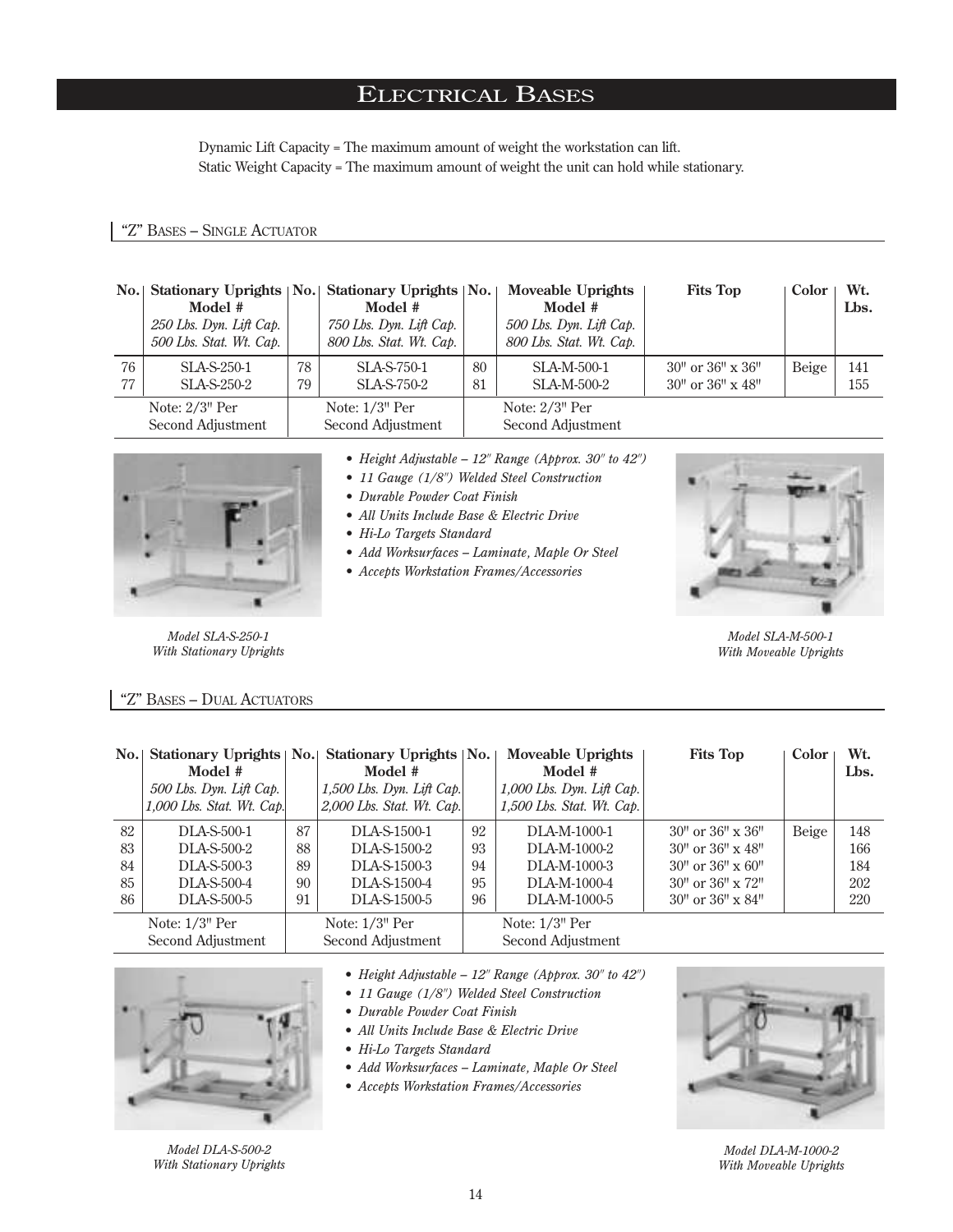# ELECTRICAL BASES

Dynamic Lift Capacity = The maximum amount of weight the workstation can lift.
Static Weight Capacity = The maximum amount of weight the unit can hold while stationary.

## "Z" BASES – SINGLE ACTUATOR

| No. | Stationary Uprights Model # *250 Lbs. Dyn. Lift Cap. 500 Lbs. Stat. Wt. Cap.* | No. | Stationary Uprights Model # *750 Lbs. Dyn. Lift Cap. 800 Lbs. Stat. Wt. Cap.* | No. | Moveable Uprights Model # *500 Lbs. Dyn. Lift Cap. 800 Lbs. Stat. Wt. Cap.* | Fits Top | Color | Wt. Lbs. |
|---|---|---|---|---|---|---|---|---|
| 76 | SLA-S-250-1 | 78 | SLA-S-750-1 | 80 | SLA-M-500-1 | 30" or 36" x 36" | Beige | 141 |
| 77 | SLA-S-250-2 | 79 | SLA-S-750-2 | 81 | SLA-M-500-2 | 30" or 36" x 48" | | 155 |
| | Note: 2/3" Per Second Adjustment | | Note: 1/3" Per Second Adjustment | | Note: 2/3" Per Second Adjustment | | | |

- *Height Adjustable – 12" Range (Approx. 30" to 42")*
- *11 Gauge (1/8") Welded Steel Construction*
- *Durable Powder Coat Finish*
- *All Units Include Base & Electric Drive*
- *Hi-Lo Targets Standard*
- *Add Worksurfaces – Laminate, Maple Or Steel*
- *Accepts Workstation Frames/Accessories*

*Model SLA-S-250-1 With Stationary Uprights*

*Model SLA-M-500-1 With Moveable Uprights*

## "Z" BASES – DUAL ACTUATORS

| No. | Stationary Uprights Model # *500 Lbs. Dyn. Lift Cap. 1,000 Lbs. Stat. Wt. Cap.* | No. | Stationary Uprights Model # *1,500 Lbs. Dyn. Lift Cap. 2,000 Lbs. Stat. Wt. Cap.* | No. | Moveable Uprights Model # *1,000 Lbs. Dyn. Lift Cap. 1,500 Lbs. Stat. Wt. Cap.* | Fits Top | Color | Wt. Lbs. |
|---|---|---|---|---|---|---|---|---|
| 82 | DLA-S-500-1 | 87 | DLA-S-1500-1 | 92 | DLA-M-1000-1 | 30" or 36" x 36" | Beige | 148 |
| 83 | DLA-S-500-2 | 88 | DLA-S-1500-2 | 93 | DLA-M-1000-2 | 30" or 36" x 48" | | 166 |
| 84 | DLA-S-500-3 | 89 | DLA-S-1500-3 | 94 | DLA-M-1000-3 | 30" or 36" x 60" | | 184 |
| 85 | DLA-S-500-4 | 90 | DLA-S-1500-4 | 95 | DLA-M-1000-4 | 30" or 36" x 72" | | 202 |
| 86 | DLA-S-500-5 | 91 | DLA-S-1500-5 | 96 | DLA-M-1000-5 | 30" or 36" x 84" | | 220 |
| | Note: 1/3" Per Second Adjustment | | Note: 1/3" Per Second Adjustment | | Note: 1/3" Per Second Adjustment | | | |

- *Height Adjustable – 12" Range (Approx. 30" to 42")*
- *11 Gauge (1/8") Welded Steel Construction*
- *Durable Powder Coat Finish*
- *All Units Include Base & Electric Drive*
- *Hi-Lo Targets Standard*
- *Add Worksurfaces – Laminate, Maple Or Steel*
- *Accepts Workstation Frames/Accessories*

*Model DLA-S-500-2 With Stationary Uprights*

*Model DLA-M-1000-2 With Moveable Uprights*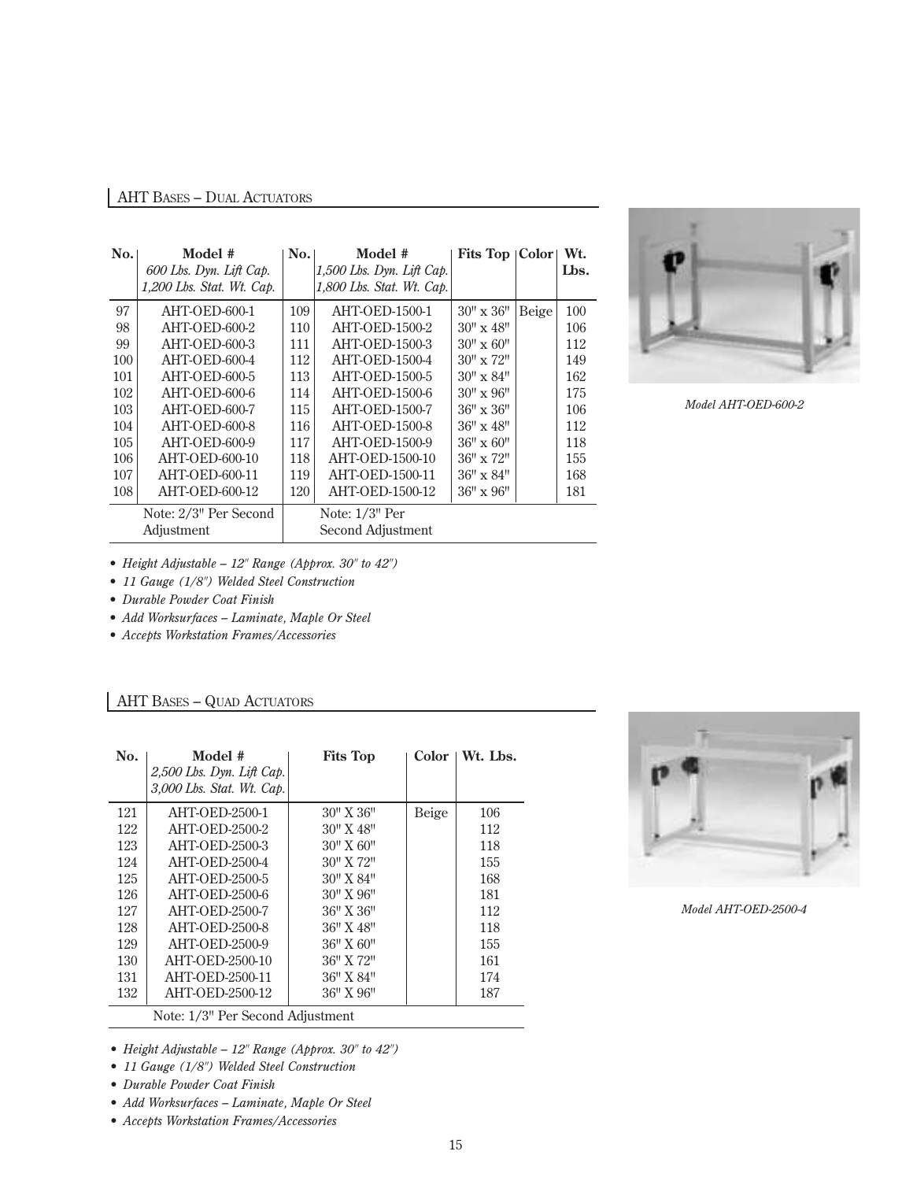## AHT Bases – Dual Actuators

| No. | Model # *600 Lbs. Dyn. Lift Cap.* *1,200 Lbs. Stat. Wt. Cap.* | No. | Model # *1,500 Lbs. Dyn. Lift Cap.* *1,800 Lbs. Stat. Wt. Cap.* | Fits Top | Color | Wt. Lbs. |
|---|---|---|---|---|---|---|
| 97 | AHT-OED-600-1 | 109 | AHT-OED-1500-1 | 30" x 36" | Beige | 100 |
| 98 | AHT-OED-600-2 | 110 | AHT-OED-1500-2 | 30" x 48" | | 106 |
| 99 | AHT-OED-600-3 | 111 | AHT-OED-1500-3 | 30" x 60" | | 112 |
| 100 | AHT-OED-600-4 | 112 | AHT-OED-1500-4 | 30" x 72" | | 149 |
| 101 | AHT-OED-600-5 | 113 | AHT-OED-1500-5 | 30" x 84" | | 162 |
| 102 | AHT-OED-600-6 | 114 | AHT-OED-1500-6 | 30" x 96" | | 175 |
| 103 | AHT-OED-600-7 | 115 | AHT-OED-1500-7 | 36" x 36" | | 106 |
| 104 | AHT-OED-600-8 | 116 | AHT-OED-1500-8 | 36" x 48" | | 112 |
| 105 | AHT-OED-600-9 | 117 | AHT-OED-1500-9 | 36" x 60" | | 118 |
| 106 | AHT-OED-600-10 | 118 | AHT-OED-1500-10 | 36" x 72" | | 155 |
| 107 | AHT-OED-600-11 | 119 | AHT-OED-1500-11 | 36" x 84" | | 168 |
| 108 | AHT-OED-600-12 | 120 | AHT-OED-1500-12 | 36" x 96" | | 181 |
| | Note: 2/3" Per Second Adjustment | | Note: 1/3" Per Second Adjustment | | | |

*Model AHT-OED-600-2*

- *Height Adjustable – 12" Range (Approx. 30" to 42")*
- *11 Gauge (1/8") Welded Steel Construction*
- *Durable Powder Coat Finish*
- *Add Worksurfaces – Laminate, Maple Or Steel*
- *Accepts Workstation Frames/Accessories*

## AHT Bases – Quad Actuators

| No. | Model # *2,500 Lbs. Dyn. Lift Cap.* *3,000 Lbs. Stat. Wt. Cap.* | Fits Top | Color | Wt. Lbs. |
|---|---|---|---|---|
| 121 | AHT-OED-2500-1 | 30" X 36" | Beige | 106 |
| 122 | AHT-OED-2500-2 | 30" X 48" | | 112 |
| 123 | AHT-OED-2500-3 | 30" X 60" | | 118 |
| 124 | AHT-OED-2500-4 | 30" X 72" | | 155 |
| 125 | AHT-OED-2500-5 | 30" X 84" | | 168 |
| 126 | AHT-OED-2500-6 | 30" X 96" | | 181 |
| 127 | AHT-OED-2500-7 | 36" X 36" | | 112 |
| 128 | AHT-OED-2500-8 | 36" X 48" | | 118 |
| 129 | AHT-OED-2500-9 | 36" X 60" | | 155 |
| 130 | AHT-OED-2500-10 | 36" X 72" | | 161 |
| 131 | AHT-OED-2500-11 | 36" X 84" | | 174 |
| 132 | AHT-OED-2500-12 | 36" X 96" | | 187 |
| | Note: 1/3" Per Second Adjustment | | | |

*Model AHT-OED-2500-4*

- *Height Adjustable – 12" Range (Approx. 30" to 42")*
- *11 Gauge (1/8") Welded Steel Construction*
- *Durable Powder Coat Finish*
- *Add Worksurfaces – Laminate, Maple Or Steel*
- *Accepts Workstation Frames/Accessories*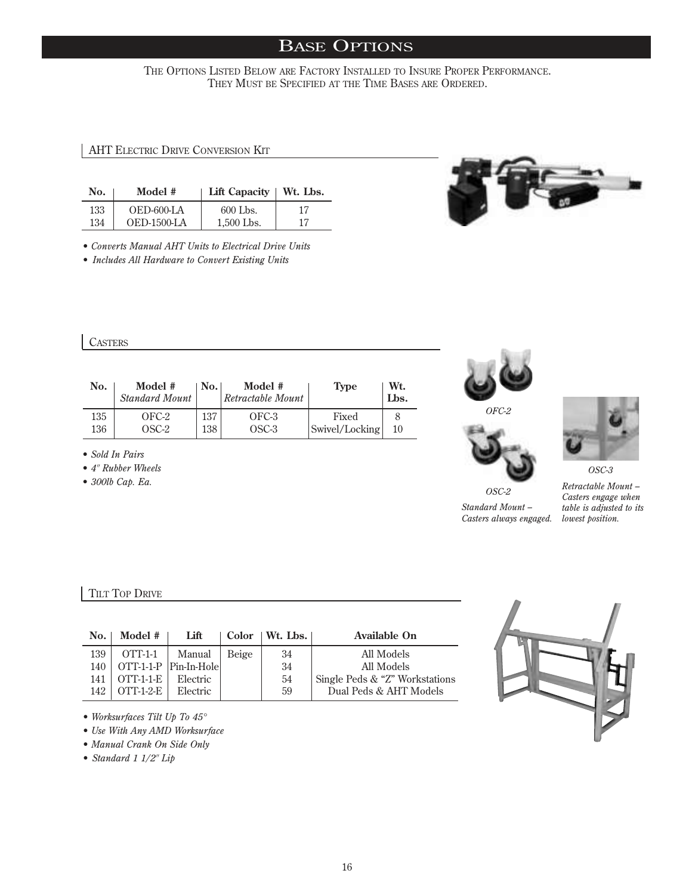# Base Options

The Options Listed Below are Factory Installed to Insure Proper Performance.
They Must be Specified at the Time Bases are Ordered.

## AHT Electric Drive Conversion Kit

| No. | Model # | Lift Capacity | Wt. Lbs. |
|---|---|---|---|
| 133 | OED-600-LA | 600 Lbs. | 17 |
| 134 | OED-1500-LA | 1,500 Lbs. | 17 |

- *Converts Manual AHT Units to Electrical Drive Units*
- *Includes All Hardware to Convert Existing Units*

## Casters

| No. | Model # *Standard Mount* | No. | Model # *Retractable Mount* | Type | Wt. Lbs. |
|---|---|---|---|---|---|
| 135 | OFC-2 | 137 | OFC-3 | Fixed | 8 |
| 136 | OSC-2 | 138 | OSC-3 | Swivel/Locking | 10 |

- *Sold In Pairs*
- *4" Rubber Wheels*
- *300lb Cap. Ea.*

*OFC-2*

*OSC-2*

*Standard Mount – Casters always engaged.*

*OSC-3*

*Retractable Mount – Casters engage when table is adjusted to its lowest position.*

## Tilt Top Drive

| No. | Model # | Lift | Color | Wt. Lbs. | Available On |
|---|---|---|---|---|---|
| 139 | OTT-1-1 | Manual | Beige | 34 | All Models |
| 140 | OTT-1-1-P | Pin-In-Hole | | 34 | All Models |
| 141 | OTT-1-1-E | Electric | | 54 | Single Peds & "Z" Workstations |
| 142 | OTT-1-2-E | Electric | | 59 | Dual Peds & AHT Models |

- *Worksurfaces Tilt Up To 45°*
- *Use With Any AMD Worksurface*
- *Manual Crank On Side Only*
- *Standard 1 1/2" Lip*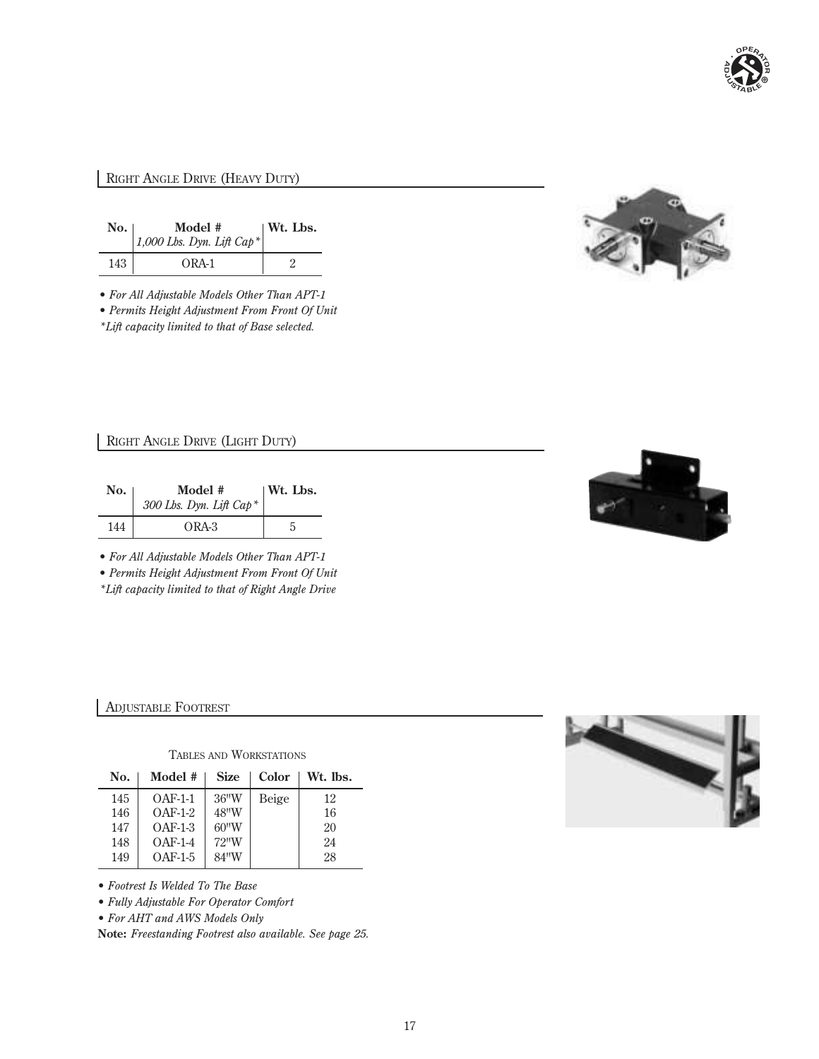## Right Angle Drive (Heavy Duty)

| No. | Model # *1,000 Lbs. Dyn. Lift Cap\** | Wt. Lbs. |
|---|---|---|
| 143 | ORA-1 | 2 |

- *For All Adjustable Models Other Than APT-1*
- *Permits Height Adjustment From Front Of Unit*

**Lift capacity limited to that of Base selected.*

## Right Angle Drive (Light Duty)

| No. | Model # *300 Lbs. Dyn. Lift Cap\** | Wt. Lbs. |
|---|---|---|
| 144 | ORA-3 | 5 |

- *For All Adjustable Models Other Than APT-1*
- *Permits Height Adjustment From Front Of Unit*

**Lift capacity limited to that of Right Angle Drive*

## Adjustable Footrest

Tables and Workstations

| No. | Model # | Size | Color | Wt. lbs. |
|---|---|---|---|---|
| 145 | OAF-1-1 | 36"W | Beige | 12 |
| 146 | OAF-1-2 | 48"W | | 16 |
| 147 | OAF-1-3 | 60"W | | 20 |
| 148 | OAF-1-4 | 72"W | | 24 |
| 149 | OAF-1-5 | 84"W | | 28 |

- *Footrest Is Welded To The Base*
- *Fully Adjustable For Operator Comfort*
- *For AHT and AWS Models Only*

**Note:** *Freestanding Footrest also available. See page 25.*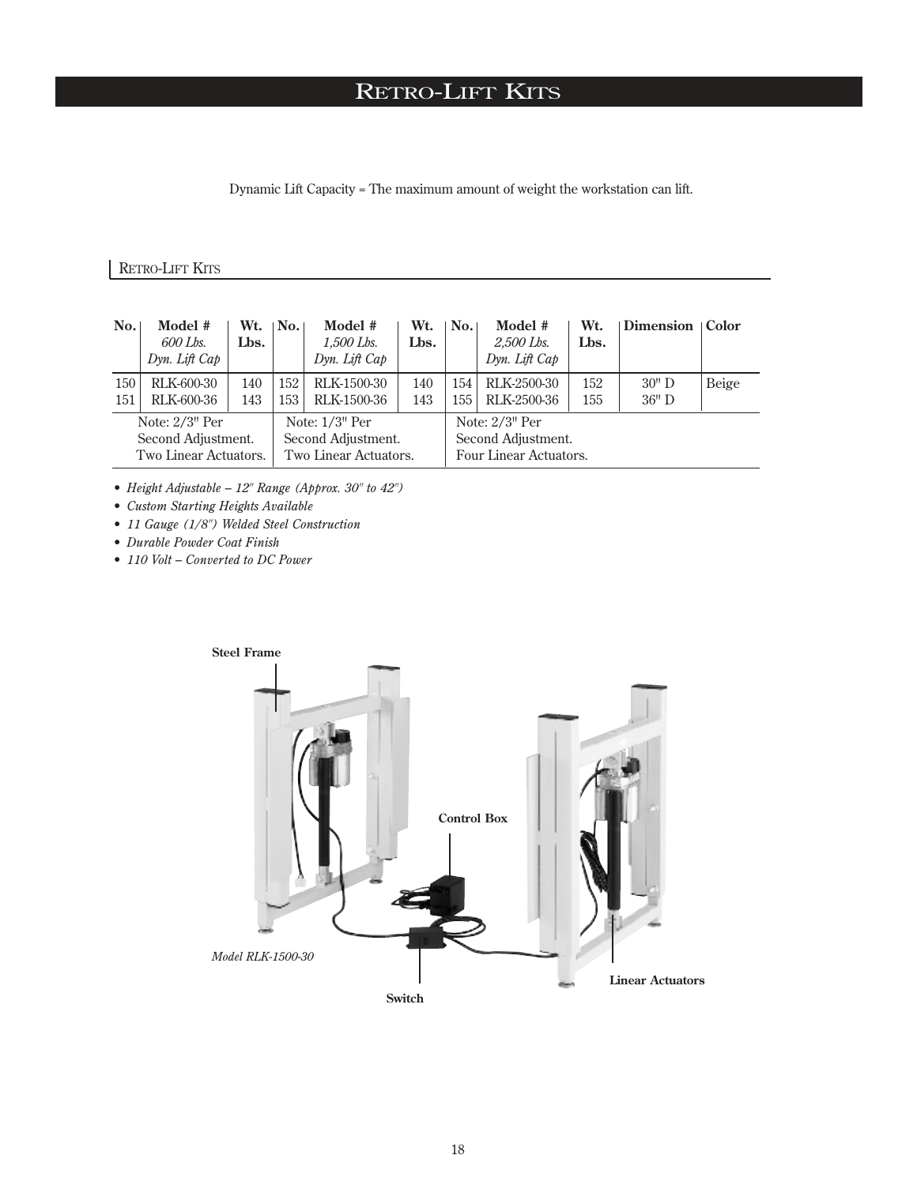# RETRO-LIFT KITS

Dynamic Lift Capacity = The maximum amount of weight the workstation can lift.

## RETRO-LIFT KITS

| No. | Model # *600 Lbs. Dyn. Lift Cap* | Wt. Lbs. | No. | Model # *1,500 Lbs. Dyn. Lift Cap* | Wt. Lbs. | No. | Model # *2,500 Lbs. Dyn. Lift Cap* | Wt. Lbs. | Dimension | Color |
|---|---|---|---|---|---|---|---|---|---|---|
| 150 | RLK-600-30 | 140 | 152 | RLK-1500-30 | 140 | 154 | RLK-2500-30 | 152 | 30" D | Beige |
| 151 | RLK-600-36 | 143 | 153 | RLK-1500-36 | 143 | 155 | RLK-2500-36 | 155 | 36" D | |
| Note: 2/3" Per Second Adjustment. Two Linear Actuators. | | | Note: 1/3" Per Second Adjustment. Two Linear Actuators. | | | Note: 2/3" Per Second Adjustment. Four Linear Actuators. | | | | |

- *Height Adjustable – 12" Range (Approx. 30" to 42")*
- *Custom Starting Heights Available*
- *11 Gauge (1/8") Welded Steel Construction*
- *Durable Powder Coat Finish*
- *110 Volt – Converted to DC Power*

**Steel Frame**

**Control Box**

**Linear Actuators**

**Switch**

*Model RLK-1500-30*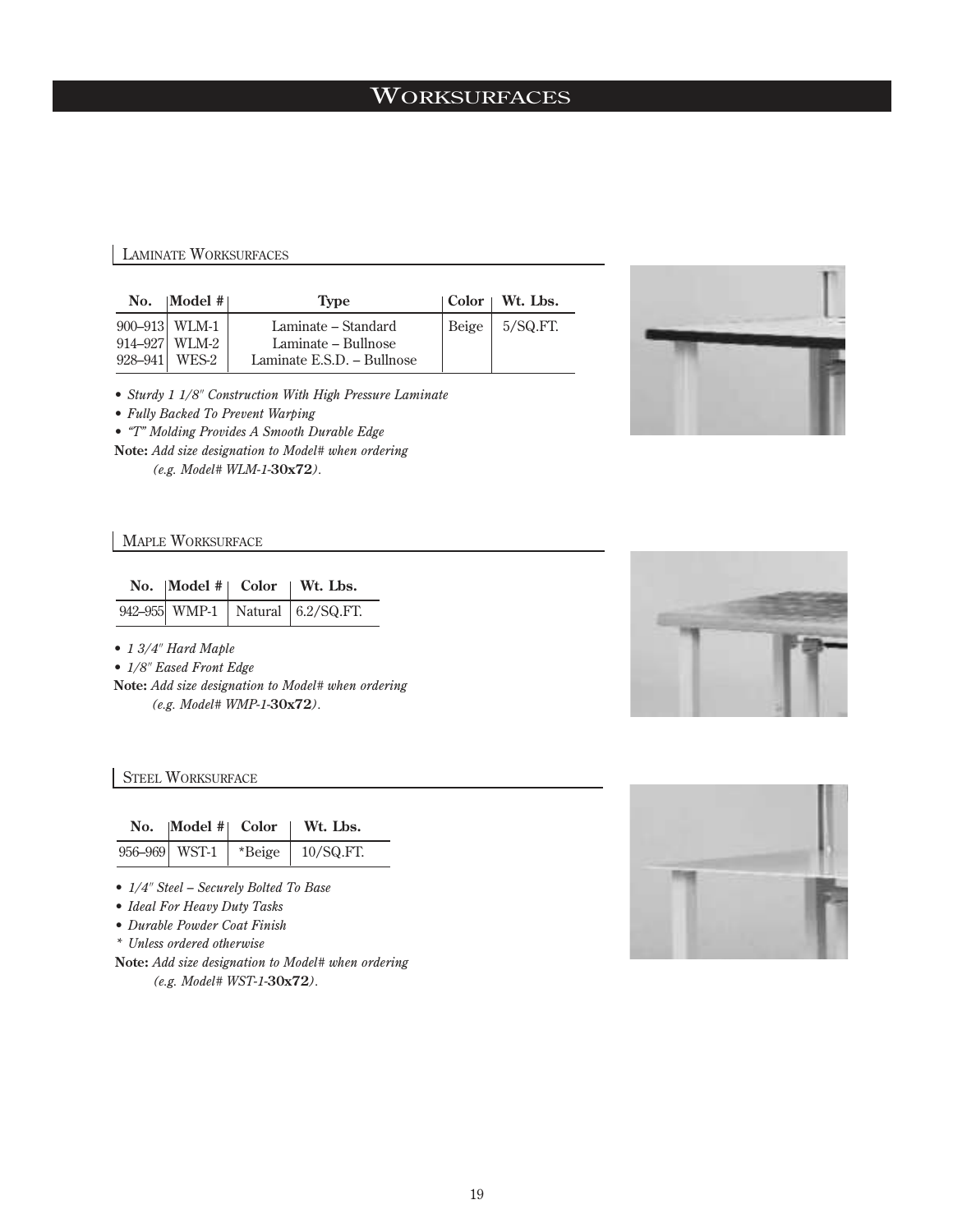# Worksurfaces

## Laminate Worksurfaces

| No. | Model # | Type | Color | Wt. Lbs. |
|---|---|---|---|---|
| 900–913 | WLM-1 | Laminate – Standard | Beige | 5/SQ.FT. |
| 914–927 | WLM-2 | Laminate – Bullnose | | |
| 928–941 | WES-2 | Laminate E.S.D. – Bullnose | | |

- *Sturdy 1 1/8" Construction With High Pressure Laminate*
- *Fully Backed To Prevent Warping*
- *"T" Molding Provides A Smooth Durable Edge*

**Note:** *Add size designation to Model# when ordering (e.g. Model# WLM-1-***30x72***).*

## Maple Worksurface

| No. | Model # | Color | Wt. Lbs. |
|---|---|---|---|
| 942–955 | WMP-1 | Natural | 6.2/SQ.FT. |

- *1 3/4" Hard Maple*
- *1/8" Eased Front Edge*

**Note:** *Add size designation to Model# when ordering (e.g. Model# WMP-1-***30x72***).*

## Steel Worksurface

| No. | Model # | Color | Wt. Lbs. |
|---|---|---|---|
| 956–969 | WST-1 | *Beige | 10/SQ.FT. |

- *1/4" Steel – Securely Bolted To Base*
- *Ideal For Heavy Duty Tasks*
- *Durable Powder Coat Finish*

\* *Unless ordered otherwise*

**Note:** *Add size designation to Model# when ordering (e.g. Model# WST-1-***30x72***).*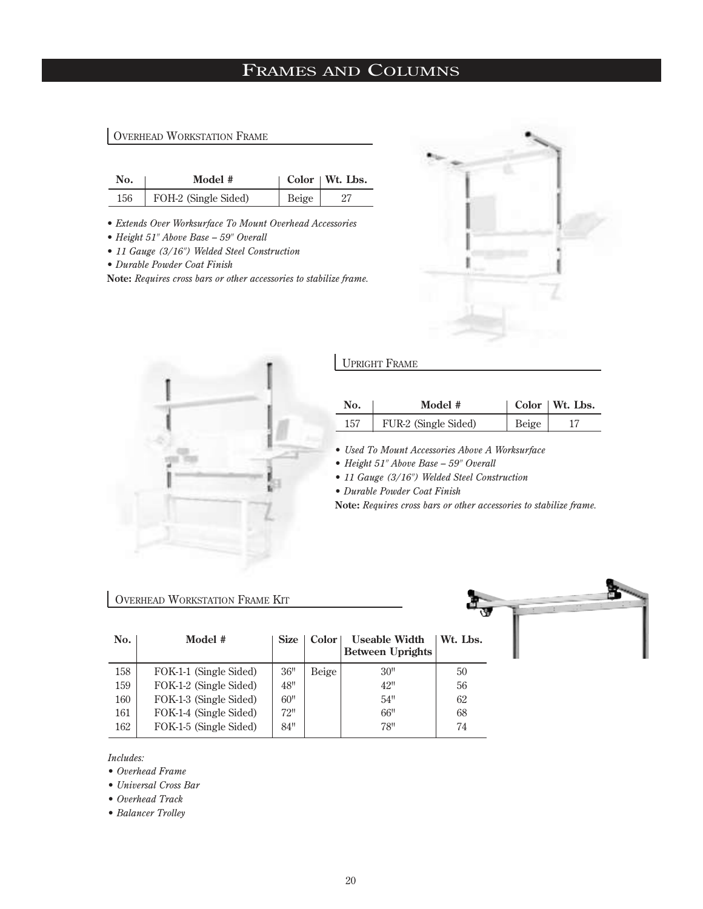# Frames and Columns

## Overhead Workstation Frame

| No. | Model # | Color | Wt. Lbs. |
|---|---|---|---|
| 156 | FOH-2 (Single Sided) | Beige | 27 |

- *Extends Over Worksurface To Mount Overhead Accessories*
- *Height 51" Above Base – 59" Overall*
- *11 Gauge (3/16") Welded Steel Construction*
- *Durable Powder Coat Finish*

**Note:** *Requires cross bars or other accessories to stabilize frame.*

## Upright Frame

| No. | Model # | Color | Wt. Lbs. |
|---|---|---|---|
| 157 | FUR-2 (Single Sided) | Beige | 17 |

- *Used To Mount Accessories Above A Worksurface*
- *Height 51" Above Base – 59" Overall*
- *11 Gauge (3/16") Welded Steel Construction*
- *Durable Powder Coat Finish*

**Note:** *Requires cross bars or other accessories to stabilize frame.*

## Overhead Workstation Frame Kit

| No. | Model # | Size | Color | Useable Width Between Uprights | Wt. Lbs. |
|---|---|---|---|---|---|
| 158 | FOK-1-1 (Single Sided) | 36" | Beige | 30" | 50 |
| 159 | FOK-1-2 (Single Sided) | 48" | | 42" | 56 |
| 160 | FOK-1-3 (Single Sided) | 60" | | 54" | 62 |
| 161 | FOK-1-4 (Single Sided) | 72" | | 66" | 68 |
| 162 | FOK-1-5 (Single Sided) | 84" | | 78" | 74 |

*Includes:*

- *Overhead Frame*
- *Universal Cross Bar*
- *Overhead Track*
- *Balancer Trolley*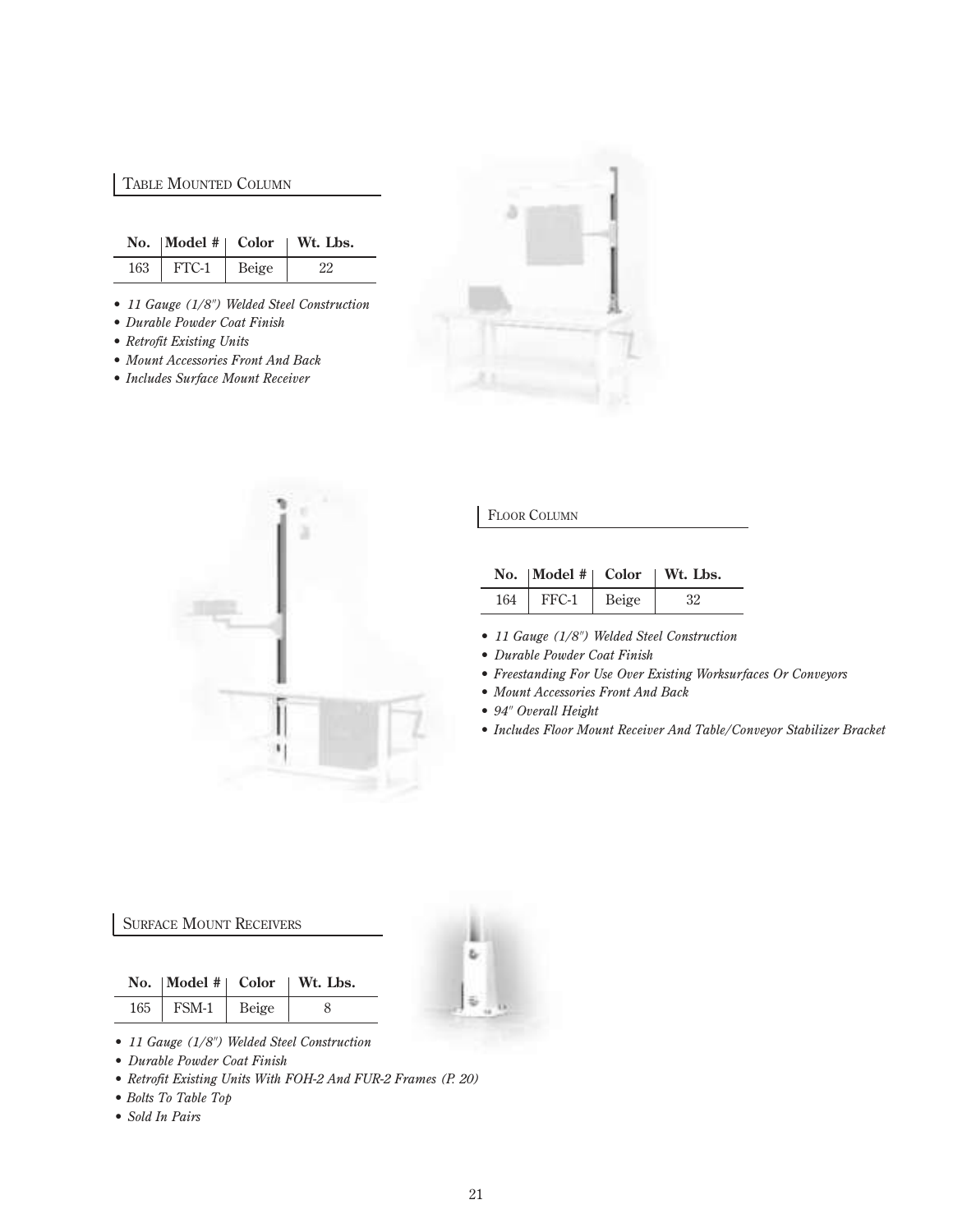## Table Mounted Column

| No. | Model # | Color | Wt. Lbs. |
|---|---|---|---|
| 163 | FTC-1 | Beige | 22 |

- *11 Gauge (1/8") Welded Steel Construction*
- *Durable Powder Coat Finish*
- *Retrofit Existing Units*
- *Mount Accessories Front And Back*
- *Includes Surface Mount Receiver*

## Floor Column

| No. | Model # | Color | Wt. Lbs. |
|---|---|---|---|
| 164 | FFC-1 | Beige | 32 |

- *11 Gauge (1/8") Welded Steel Construction*
- *Durable Powder Coat Finish*
- *Freestanding For Use Over Existing Worksurfaces Or Conveyors*
- *Mount Accessories Front And Back*
- *94" Overall Height*
- *Includes Floor Mount Receiver And Table/Conveyor Stabilizer Bracket*

## Surface Mount Receivers

| No. | Model # | Color | Wt. Lbs. |
|---|---|---|---|
| 165 | FSM-1 | Beige | 8 |

- *11 Gauge (1/8") Welded Steel Construction*
- *Durable Powder Coat Finish*
- *Retrofit Existing Units With FOH-2 And FUR-2 Frames (P. 20)*
- *Bolts To Table Top*
- *Sold In Pairs*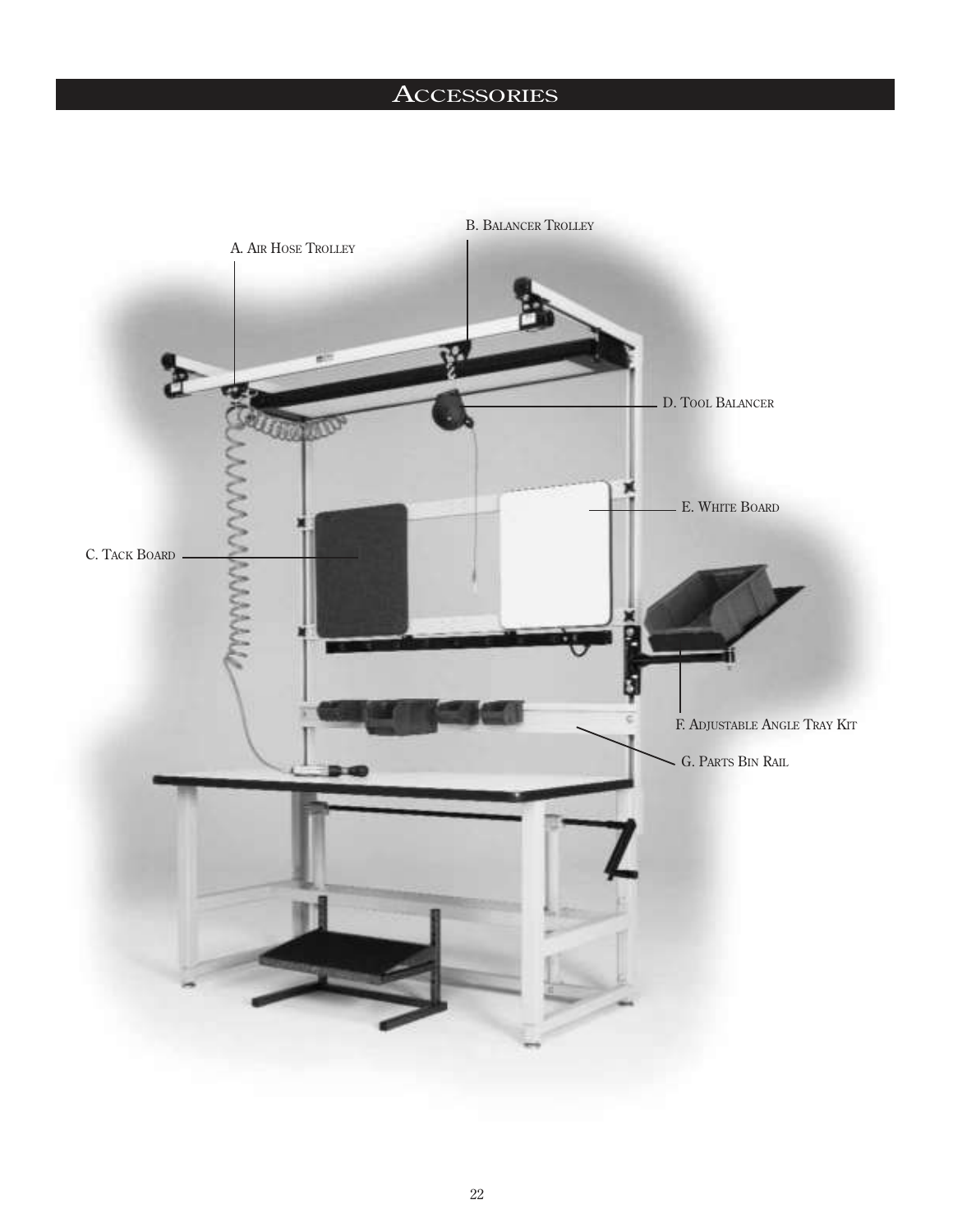# Accessories

A. Air Hose Trolley

B. Balancer Trolley

C. Tack Board

D. Tool Balancer

E. White Board

F. Adjustable Angle Tray Kit

G. Parts Bin Rail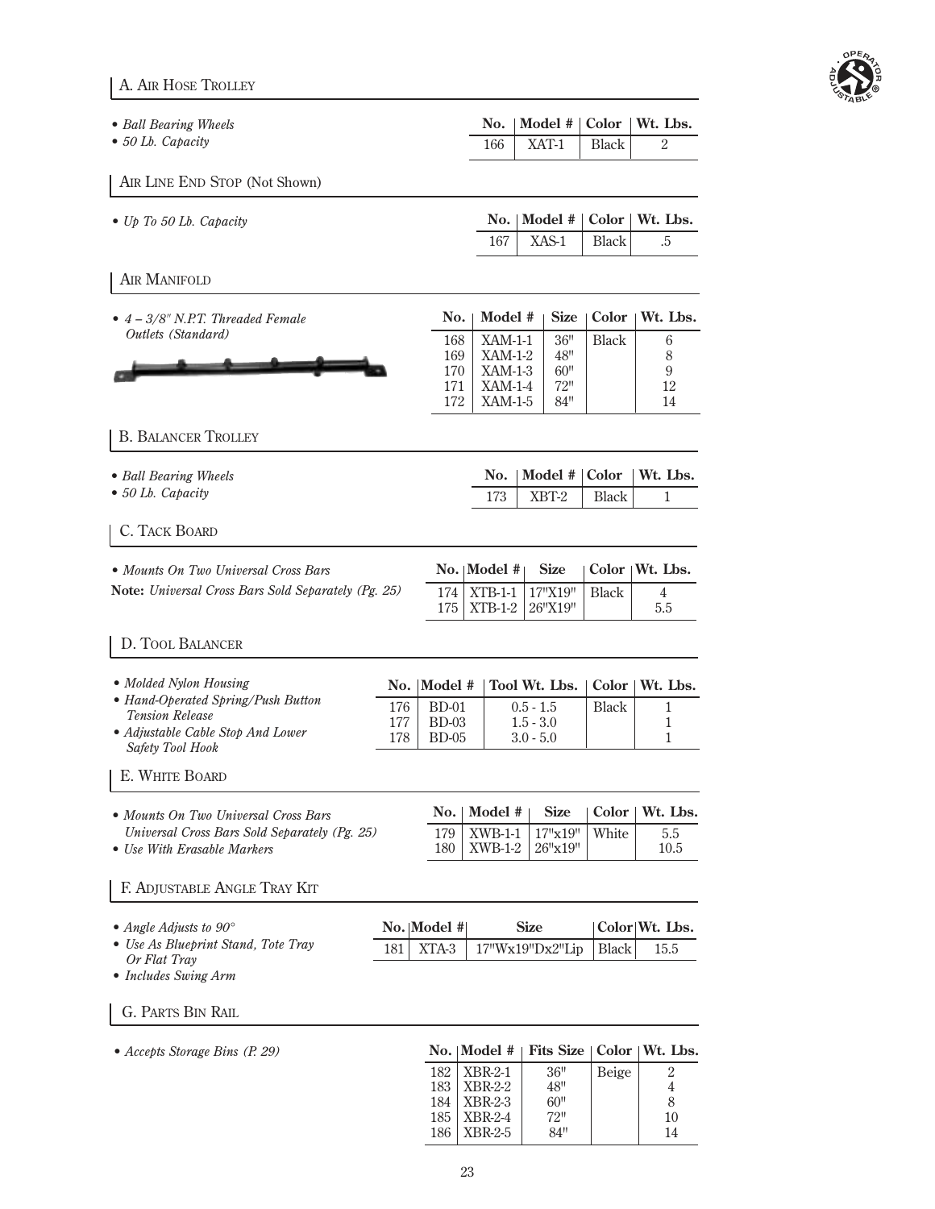## A. Air Hose Trolley

- *Ball Bearing Wheels*
- *50 Lb. Capacity*

| No. | Model # | Color | Wt. Lbs. |
|---|---|---|---|
| 166 | XAT-1 | Black | 2 |

## Air Line End Stop (Not Shown)

- *Up To 50 Lb. Capacity*

| No. | Model # | Color | Wt. Lbs. |
|---|---|---|---|
| 167 | XAS-1 | Black | .5 |

## Air Manifold

- *4 – 3/8" N.P.T. Threaded Female Outlets (Standard)*

| No. | Model # | Size | Color | Wt. Lbs. |
|---|---|---|---|---|
| 168 | XAM-1-1 | 36" | Black | 6 |
| 169 | XAM-1-2 | 48" | | 8 |
| 170 | XAM-1-3 | 60" | | 9 |
| 171 | XAM-1-4 | 72" | | 12 |
| 172 | XAM-1-5 | 84" | | 14 |

## B. Balancer Trolley

- *Ball Bearing Wheels*
- *50 Lb. Capacity*

| No. | Model # | Color | Wt. Lbs. |
|---|---|---|---|
| 173 | XBT-2 | Black | 1 |

## C. Tack Board

- *Mounts On Two Universal Cross Bars*

**Note:** *Universal Cross Bars Sold Separately (Pg. 25)*

| No. | Model # | Size | Color | Wt. Lbs. |
|---|---|---|---|---|
| 174 | XTB-1-1 | 17"X19" | Black | 4 |
| 175 | XTB-1-2 | 26"X19" | | 5.5 |

## D. Tool Balancer

- *Molded Nylon Housing*
- *Hand-Operated Spring/Push Button Tension Release*
- *Adjustable Cable Stop And Lower Safety Tool Hook*

| No. | Model # | Tool Wt. Lbs. | Color | Wt. Lbs. |
|---|---|---|---|---|
| 176 | BD-01 | 0.5 - 1.5 | Black | 1 |
| 177 | BD-03 | 1.5 - 3.0 | | 1 |
| 178 | BD-05 | 3.0 - 5.0 | | 1 |

## E. White Board

- *Mounts On Two Universal Cross Bars Universal Cross Bars Sold Separately (Pg. 25)*
- *Use With Erasable Markers*

| No. | Model # | Size | Color | Wt. Lbs. |
|---|---|---|---|---|
| 179 | XWB-1-1 | 17"x19" | White | 5.5 |
| 180 | XWB-1-2 | 26"x19" | | 10.5 |

## F. Adjustable Angle Tray Kit

- *Angle Adjusts to 90°*
- *Use As Blueprint Stand, Tote Tray Or Flat Tray*
- *Includes Swing Arm*

| No. | Model # | Size | Color | Wt. Lbs. |
|---|---|---|---|---|
| 181 | XTA-3 | 17"Wx19"Dx2"Lip | Black | 15.5 |

## G. Parts Bin Rail

- *Accepts Storage Bins (P. 29)*

| No. | Model # | Fits Size | Color | Wt. Lbs. |
|---|---|---|---|---|
| 182 | XBR-2-1 | 36" | Beige | 2 |
| 183 | XBR-2-2 | 48" | | 4 |
| 184 | XBR-2-3 | 60" | | 8 |
| 185 | XBR-2-4 | 72" | | 10 |
| 186 | XBR-2-5 | 84" | | 14 |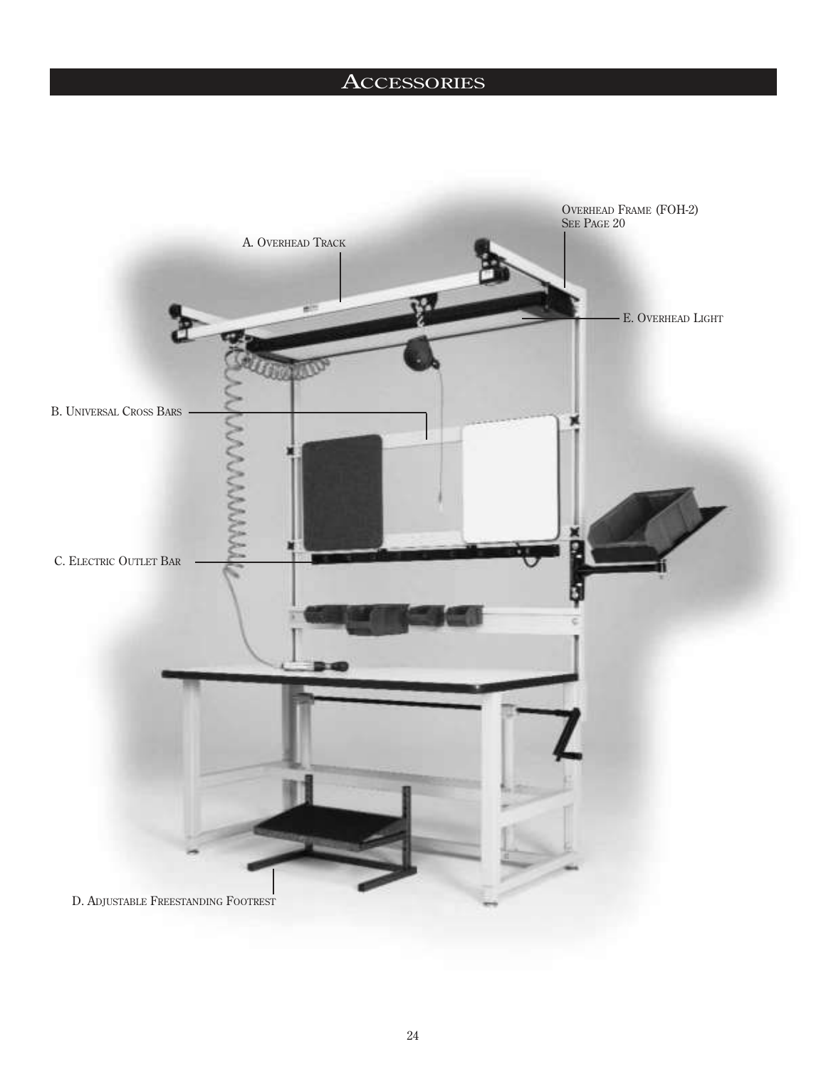# Accessories

Overhead Frame (FOH-2)
See Page 20

A. Overhead Track

E. Overhead Light

B. Universal Cross Bars

C. Electric Outlet Bar

D. Adjustable Freestanding Footrest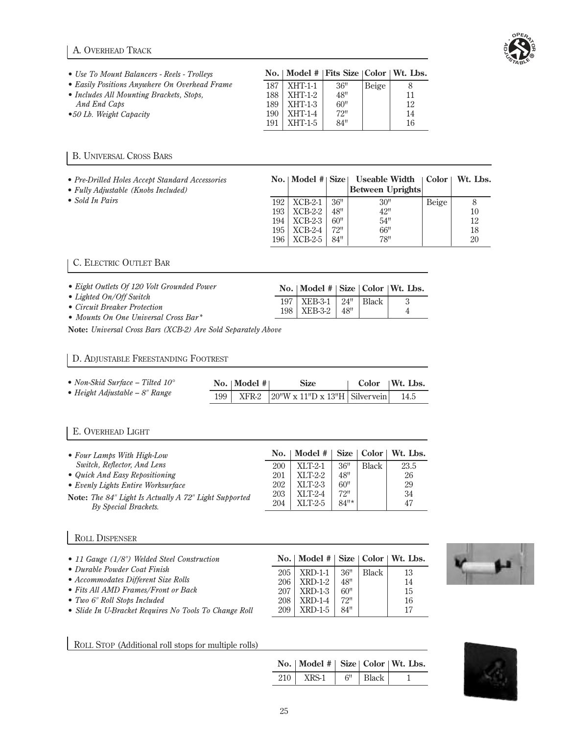## A. Overhead Track

- *Use To Mount Balancers - Reels - Trolleys*
- *Easily Positions Anywhere On Overhead Frame*
- *Includes All Mounting Brackets, Stops, And End Caps*
- *50 Lb. Weight Capacity*

| No. | Model # | Fits Size | Color | Wt. Lbs. |
|---|---|---|---|---|
| 187 | XHT-1-1 | 36" | Beige | 8 |
| 188 | XHT-1-2 | 48" | | 11 |
| 189 | XHT-1-3 | 60" | | 12 |
| 190 | XHT-1-4 | 72" | | 14 |
| 191 | XHT-1-5 | 84" | | 16 |

## B. Universal Cross Bars

- *Pre-Drilled Holes Accept Standard Accessories*
- *Fully Adjustable (Knobs Included)*
- *Sold In Pairs*

| No. | Model # | Size | Useable Width Between Uprights | Color | Wt. Lbs. |
|---|---|---|---|---|---|
| 192 | XCB-2-1 | 36" | 30" | Beige | 8 |
| 193 | XCB-2-2 | 48" | 42" | | 10 |
| 194 | XCB-2-3 | 60" | 54" | | 12 |
| 195 | XCB-2-4 | 72" | 66" | | 18 |
| 196 | XCB-2-5 | 84" | 78" | | 20 |

## C. Electric Outlet Bar

- *Eight Outlets Of 120 Volt Grounded Power*
- *Lighted On/Off Switch*
- *Circuit Breaker Protection*
- *Mounts On One Universal Cross Bar**

**Note:** *Universal Cross Bars (XCB-2) Are Sold Separately Above*

| No. | Model # | Size | Color | Wt. Lbs. |
|---|---|---|---|---|
| 197 | XEB-3-1 | 24" | Black | 3 |
| 198 | XEB-3-2 | 48" | | 4 |

## D. Adjustable Freestanding Footrest

- *Non-Skid Surface – Tilted 10°*
- *Height Adjustable – 8" Range*

| No. | Model # | Size | Color | Wt. Lbs. |
|---|---|---|---|---|
| 199 | XFR-2 | 20"W x 11"D x 13"H | Silvervein | 14.5 |

## E. Overhead Light

- *Four Lamps With High-Low Switch, Reflector, And Lens*
- *Quick And Easy Repositioning*
- *Evenly Lights Entire Worksurface*

**Note:** *The 84" Light Is Actually A 72" Light Supported By Special Brackets.*

| No. | Model # | Size | Color | Wt. Lbs. |
|---|---|---|---|---|
| 200 | XLT-2-1 | 36" | Black | 23.5 |
| 201 | XLT-2-2 | 48" | | 26 |
| 202 | XLT-2-3 | 60" | | 29 |
| 203 | XLT-2-4 | 72" | | 34 |
| 204 | XLT-2-5 | 84"* | | 47 |

## Roll Dispenser

- *11 Gauge (1/8") Welded Steel Construction*
- *Durable Powder Coat Finish*
- *Accommodates Different Size Rolls*
- *Fits All AMD Frames/Front or Back*
- *Two 6" Roll Stops Included*
- *Slide In U-Bracket Requires No Tools To Change Roll*

| No. | Model # | Size | Color | Wt. Lbs. |
|---|---|---|---|---|
| 205 | XRD-1-1 | 36" | Black | 13 |
| 206 | XRD-1-2 | 48" | | 14 |
| 207 | XRD-1-3 | 60" | | 15 |
| 208 | XRD-1-4 | 72" | | 16 |
| 209 | XRD-1-5 | 84" | | 17 |

## Roll Stop (Additional roll stops for multiple rolls)

| No. | Model # | Size | Color | Wt. Lbs. |
|---|---|---|---|---|
| 210 | XRS-1 | 6" | Black | 1 |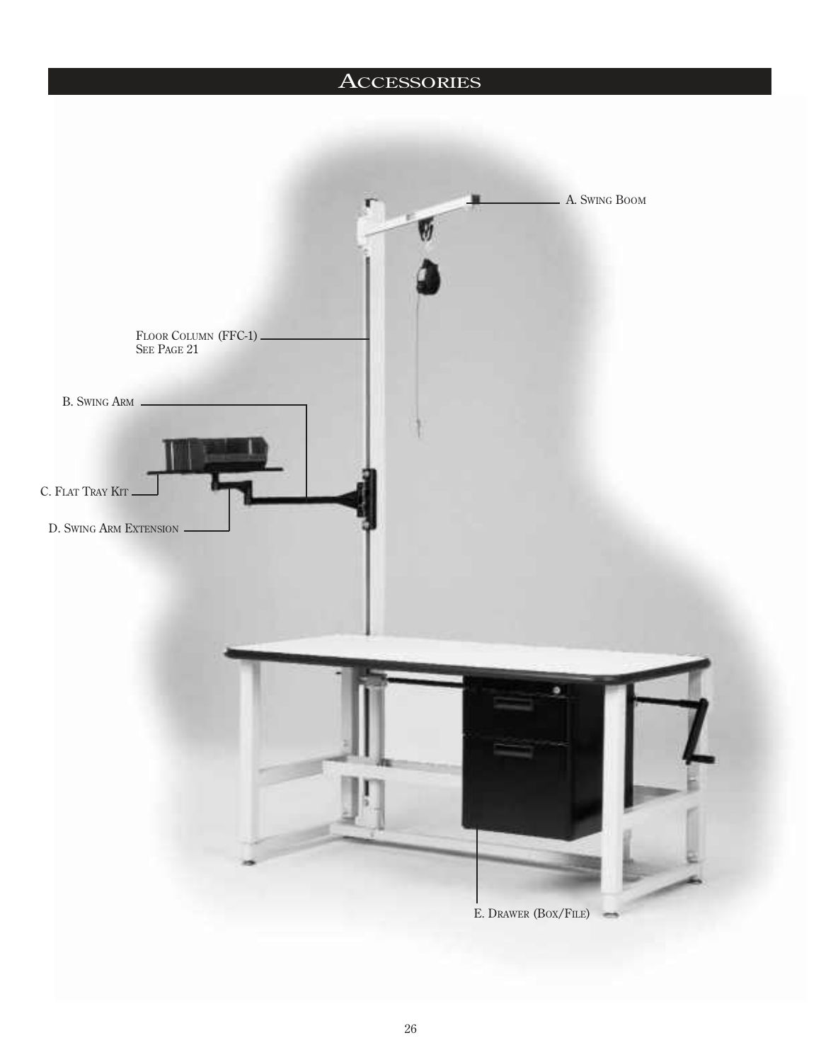# Accessories

A. Swing Boom

Floor Column (FFC-1)
See Page 21

B. Swing Arm

C. Flat Tray Kit

D. Swing Arm Extension

E. Drawer (Box/File)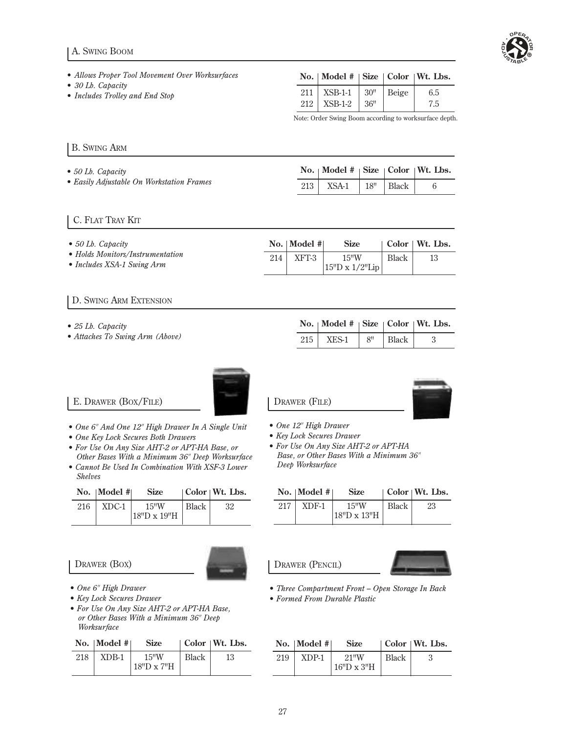## A. Swing Boom

- *Allows Proper Tool Movement Over Worksurfaces*
- *30 Lb. Capacity*
- *Includes Trolley and End Stop*

| No. | Model # | Size | Color | Wt. Lbs. |
|---|---|---|---|---|
| 211 | XSB-1-1 | 30" | Beige | 6.5 |
| 212 | XSB-1-2 | 36" | | 7.5 |

Note: Order Swing Boom according to worksurface depth.

## B. Swing Arm

- *50 Lb. Capacity*
- *Easily Adjustable On Workstation Frames*

| No. | Model # | Size | Color | Wt. Lbs. |
|---|---|---|---|---|
| 213 | XSA-1 | 18" | Black | 6 |

## C. Flat Tray Kit

- *50 Lb. Capacity*
- *Holds Monitors/Instrumentation*
- *Includes XSA-1 Swing Arm*

| No. | Model # | Size | Color | Wt. Lbs. |
|---|---|---|---|---|
| 214 | XFT-3 | 15"W 15"D x 1/2"Lip | Black | 13 |

## D. Swing Arm Extension

- *25 Lb. Capacity*
- *Attaches To Swing Arm (Above)*

| No. | Model # | Size | Color | Wt. Lbs. |
|---|---|---|---|---|
| 215 | XES-1 | 8" | Black | 3 |

## E. Drawer (Box/File)

- *One 6" And One 12" High Drawer In A Single Unit*
- *One Key Lock Secures Both Drawers*
- *For Use On Any Size AHT-2 or APT-HA Base, or Other Bases With a Minimum 36" Deep Worksurface*
- *Cannot Be Used In Combination With XSF-3 Lower Shelves*

| No. | Model # | Size | Color | Wt. Lbs. |
|---|---|---|---|---|
| 216 | XDC-1 | 15"W 18"D x 19"H | Black | 32 |

## Drawer (File)

- *One 12" High Drawer*
- *Key Lock Secures Drawer*
- *For Use On Any Size AHT-2 or APT-HA Base, or Other Bases With a Minimum 36" Deep Worksurface*

| No. | Model # | Size | Color | Wt. Lbs. |
|---|---|---|---|---|
| 217 | XDF-1 | 15"W 18"D x 13"H | Black | 23 |

## Drawer (Box)

- *One 6" High Drawer*
- *Key Lock Secures Drawer*
- *For Use On Any Size AHT-2 or APT-HA Base, or Other Bases With a Minimum 36" Deep Worksurface*

| No. | Model # | Size | Color | Wt. Lbs. |
|---|---|---|---|---|
| 218 | XDB-1 | 15"W 18"D x 7"H | Black | 13 |

## Drawer (Pencil)

- *Three Compartment Front – Open Storage In Back*
- *Formed From Durable Plastic*

| No. | Model # | Size | Color | Wt. Lbs. |
|---|---|---|---|---|
| 219 | XDP-1 | 21"W 16"D x 3"H | Black | 3 |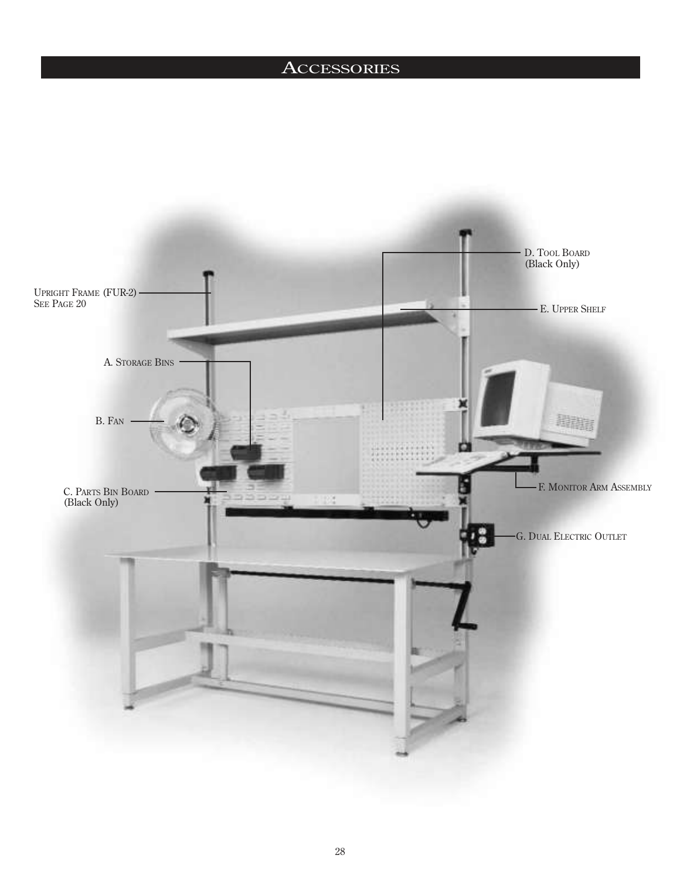# Accessories

Upright Frame (FUR-2)
See Page 20

A. Storage Bins

B. Fan

C. Parts Bin Board
(Black Only)

D. Tool Board
(Black Only)

E. Upper Shelf

F. Monitor Arm Assembly

G. Dual Electric Outlet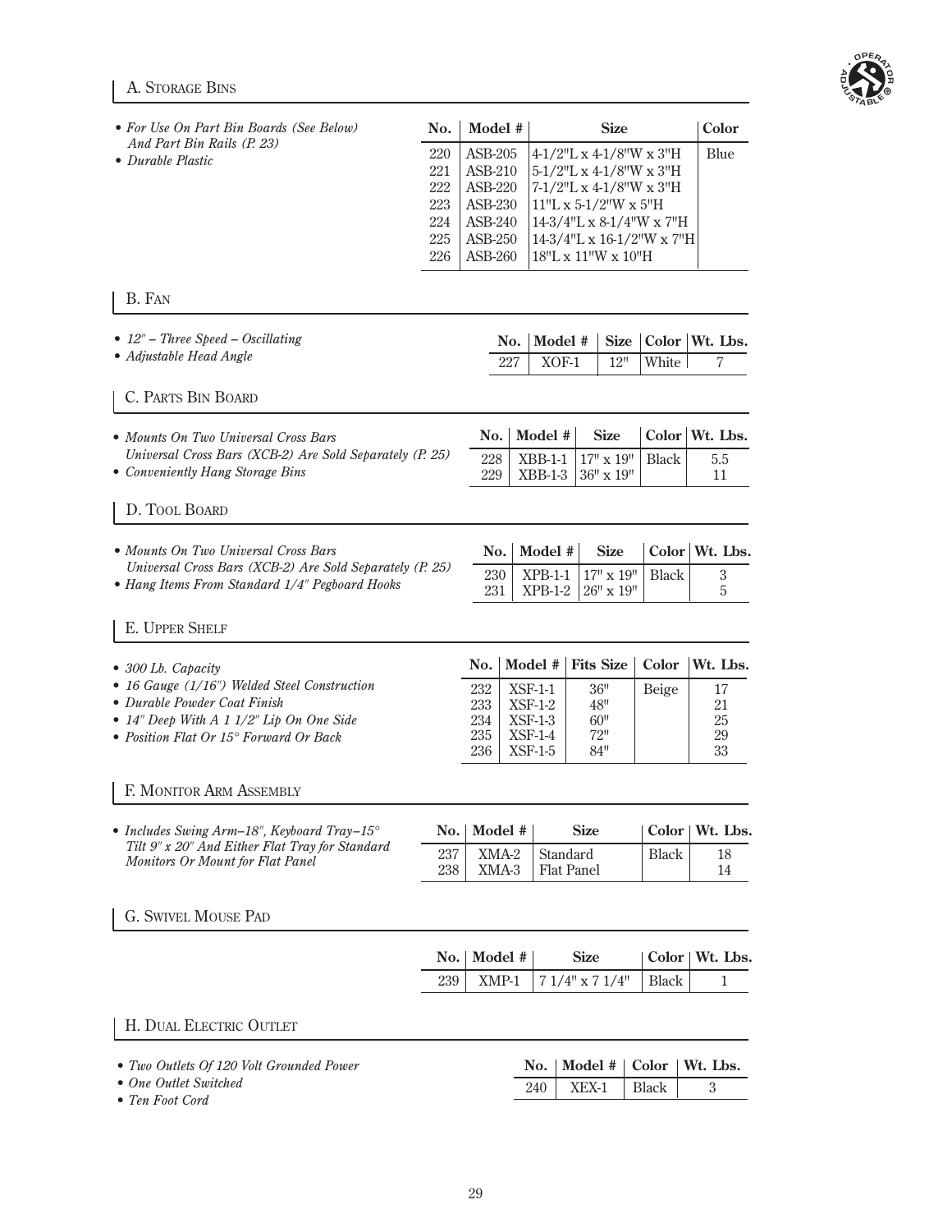## A. Storage Bins

- *For Use On Part Bin Boards (See Below) And Part Bin Rails (P. 23)*
- *Durable Plastic*

| No. | Model # | Size | Color |
|---|---|---|---|
| 220 | ASB-205 | 4-1/2"L x 4-1/8"W x 3"H | Blue |
| 221 | ASB-210 | 5-1/2"L x 4-1/8"W x 3"H | |
| 222 | ASB-220 | 7-1/2"L x 4-1/8"W x 3"H | |
| 223 | ASB-230 | 11"L x 5-1/2"W x 5"H | |
| 224 | ASB-240 | 14-3/4"L x 8-1/4"W x 7"H | |
| 225 | ASB-250 | 14-3/4"L x 16-1/2"W x 7"H | |
| 226 | ASB-260 | 18"L x 11"W x 10"H | |

## B. Fan

- *12" – Three Speed – Oscillating*
- *Adjustable Head Angle*

| No. | Model # | Size | Color | Wt. Lbs. |
|---|---|---|---|---|
| 227 | XOF-1 | 12" | White | 7 |

## C. Parts Bin Board

- *Mounts On Two Universal Cross Bars Universal Cross Bars (XCB-2) Are Sold Separately (P. 25)*
- *Conveniently Hang Storage Bins*

| No. | Model # | Size | Color | Wt. Lbs. |
|---|---|---|---|---|
| 228 | XBB-1-1 | 17" x 19" | Black | 5.5 |
| 229 | XBB-1-3 | 36" x 19" | | 11 |

## D. Tool Board

- *Mounts On Two Universal Cross Bars Universal Cross Bars (XCB-2) Are Sold Separately (P. 25)*
- *Hang Items From Standard 1/4" Pegboard Hooks*

| No. | Model # | Size | Color | Wt. Lbs. |
|---|---|---|---|---|
| 230 | XPB-1-1 | 17" x 19" | Black | 3 |
| 231 | XPB-1-2 | 26" x 19" | | 5 |

## E. Upper Shelf

- *300 Lb. Capacity*
- *16 Gauge (1/16") Welded Steel Construction*
- *Durable Powder Coat Finish*
- *14" Deep With A 1 1/2" Lip On One Side*
- *Position Flat Or 15° Forward Or Back*

| No. | Model # | Fits Size | Color | Wt. Lbs. |
|---|---|---|---|---|
| 232 | XSF-1-1 | 36" | Beige | 17 |
| 233 | XSF-1-2 | 48" | | 21 |
| 234 | XSF-1-3 | 60" | | 25 |
| 235 | XSF-1-4 | 72" | | 29 |
| 236 | XSF-1-5 | 84" | | 33 |

## F. Monitor Arm Assembly

- *Includes Swing Arm–18", Keyboard Tray–15° Tilt 9" x 20" And Either Flat Tray for Standard Monitors Or Mount for Flat Panel*

| No. | Model # | Size | Color | Wt. Lbs. |
|---|---|---|---|---|
| 237 | XMA-2 | Standard | Black | 18 |
| 238 | XMA-3 | Flat Panel | | 14 |

## G. Swivel Mouse Pad

| No. | Model # | Size | Color | Wt. Lbs. |
|---|---|---|---|---|
| 239 | XMP-1 | 7 1/4" x 7 1/4" | Black | 1 |

## H. Dual Electric Outlet

- *Two Outlets Of 120 Volt Grounded Power*
- *One Outlet Switched*
- *Ten Foot Cord*

| No. | Model # | Color | Wt. Lbs. |
|---|---|---|---|
| 240 | XEX-1 | Black | 3 |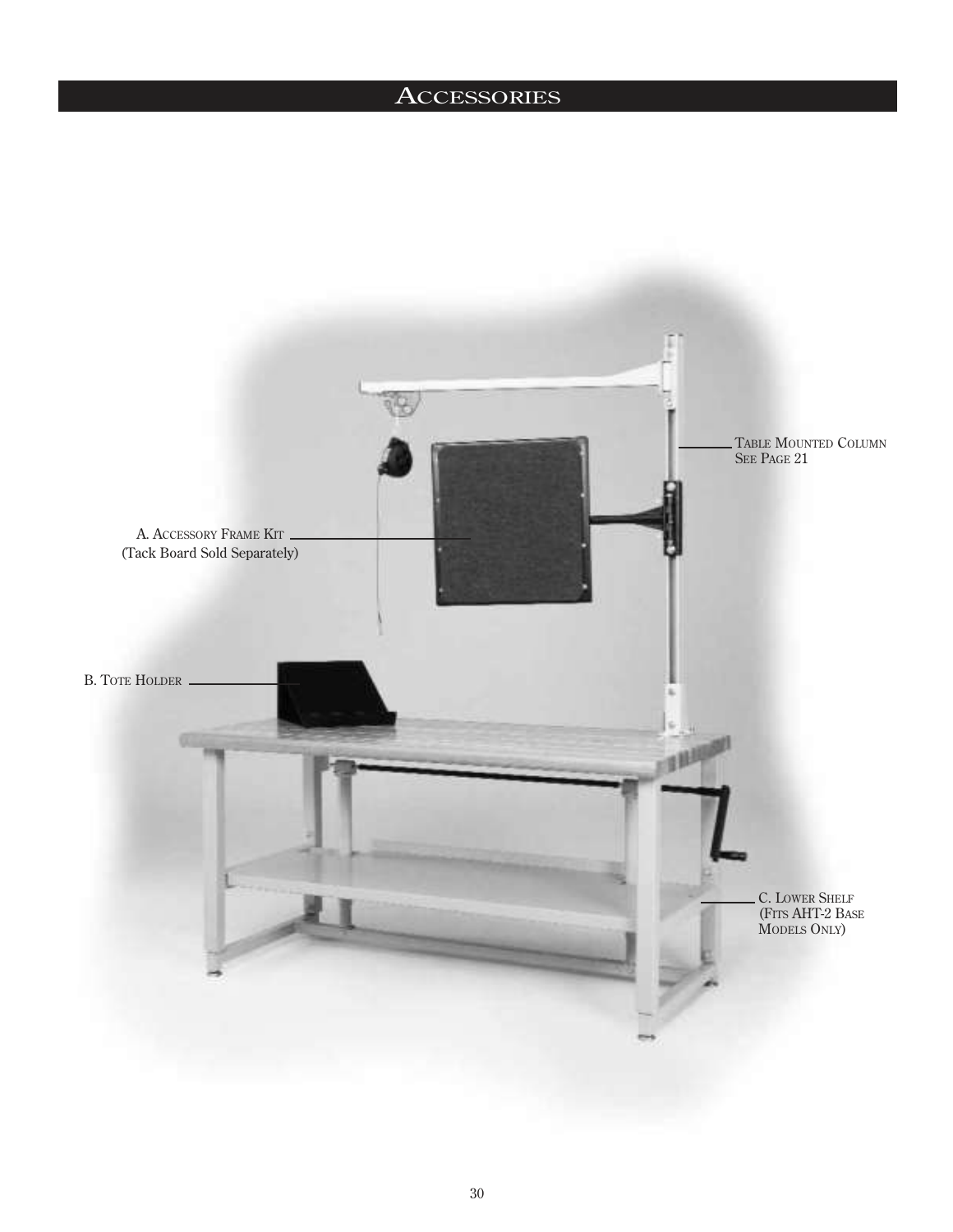# Accessories

Table Mounted Column
See Page 21

A. Accessory Frame Kit
(Tack Board Sold Separately)

B. Tote Holder

C. Lower Shelf
(Fits AHT-2 Base
Models Only)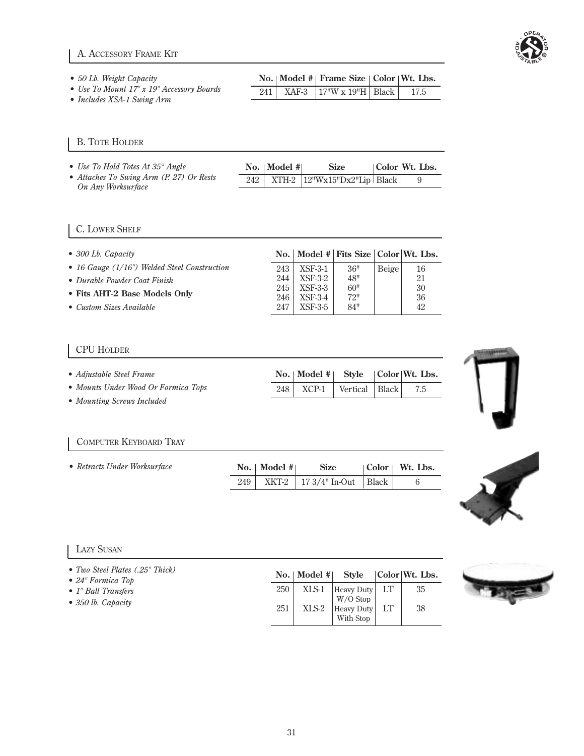## A. Accessory Frame Kit

- *50 Lb. Weight Capacity*
- *Use To Mount 17" x 19" Accessory Boards*
- *Includes XSA-1 Swing Arm*

| No. | Model # | Frame Size | Color | Wt. Lbs. |
|---|---|---|---|---|
| 241 | XAF-3 | 17"W x 19"H | Black | 17.5 |

## B. Tote Holder

- *Use To Hold Totes At 35° Angle*
- *Attaches To Swing Arm (P. 27) Or Rests On Any Worksurface*

| No. | Model # | Size | Color | Wt. Lbs. |
|---|---|---|---|---|
| 242 | XTH-2 | 12"Wx15"Dx2"Lip | Black | 9 |

## C. Lower Shelf

- *300 Lb. Capacity*
- *16 Gauge (1/16") Welded Steel Construction*
- *Durable Powder Coat Finish*
- **Fits AHT-2 Base Models Only**
- *Custom Sizes Available*

| No. | Model # | Fits Size | Color | Wt. Lbs. |
|---|---|---|---|---|
| 243 | XSF-3-1 | 36" | Beige | 16 |
| 244 | XSF-3-2 | 48" | | 21 |
| 245 | XSF-3-3 | 60" | | 30 |
| 246 | XSF-3-4 | 72" | | 36 |
| 247 | XSF-3-5 | 84" | | 42 |

## CPU Holder

- *Adjustable Steel Frame*
- *Mounts Under Wood Or Formica Tops*
- *Mounting Screws Included*

| No. | Model # | Style | Color | Wt. Lbs. |
|---|---|---|---|---|
| 248 | XCP-1 | Vertical | Black | 7.5 |

## Computer Keyboard Tray

- *Retracts Under Worksurface*

| No. | Model # | Size | Color | Wt. Lbs. |
|---|---|---|---|---|
| 249 | XKT-2 | 17 3/4" In-Out | Black | 6 |

## Lazy Susan

- *Two Steel Plates (.25" Thick)*
- *24" Formica Top*
- *1" Ball Transfers*
- *350 lb. Capacity*

| No. | Model # | Style | Color | Wt. Lbs. |
|---|---|---|---|---|
| 250 | XLS-1 | Heavy Duty W/O Stop | LT | 35 |
| 251 | XLS-2 | Heavy Duty With Stop | LT | 38 |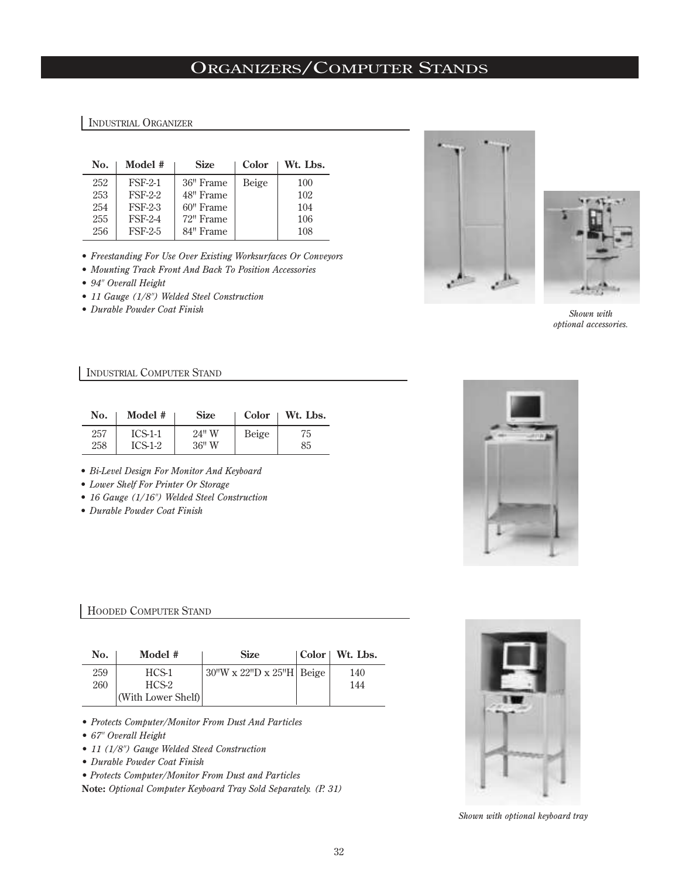# Organizers/Computer Stands

## Industrial Organizer

| No. | Model # | Size | Color | Wt. Lbs. |
|---|---|---|---|---|
| 252 | FSF-2-1 | 36" Frame | Beige | 100 |
| 253 | FSF-2-2 | 48" Frame | | 102 |
| 254 | FSF-2-3 | 60" Frame | | 104 |
| 255 | FSF-2-4 | 72" Frame | | 106 |
| 256 | FSF-2-5 | 84" Frame | | 108 |

- *Freestanding For Use Over Existing Worksurfaces Or Conveyors*
- *Mounting Track Front And Back To Position Accessories*
- *94" Overall Height*
- *11 Gauge (1/8") Welded Steel Construction*
- *Durable Powder Coat Finish*

*Shown with optional accessories.*

## Industrial Computer Stand

| No. | Model # | Size | Color | Wt. Lbs. |
|---|---|---|---|---|
| 257 | ICS-1-1 | 24" W | Beige | 75 |
| 258 | ICS-1-2 | 36" W | | 85 |

- *Bi-Level Design For Monitor And Keyboard*
- *Lower Shelf For Printer Or Storage*
- *16 Gauge (1/16") Welded Steel Construction*
- *Durable Powder Coat Finish*

## Hooded Computer Stand

| No. | Model # | Size | Color | Wt. Lbs. |
|---|---|---|---|---|
| 259 | HCS-1 | 30"W x 22"D x 25"H | Beige | 140 |
| 260 | HCS-2 (With Lower Shelf) | | | 144 |

- *Protects Computer/Monitor From Dust And Particles*
- *67" Overall Height*
- *11 (1/8") Gauge Welded Steed Construction*
- *Durable Powder Coat Finish*
- *Protects Computer/Monitor From Dust and Particles*

**Note:** *Optional Computer Keyboard Tray Sold Separately. (P. 31)*

*Shown with optional keyboard tray*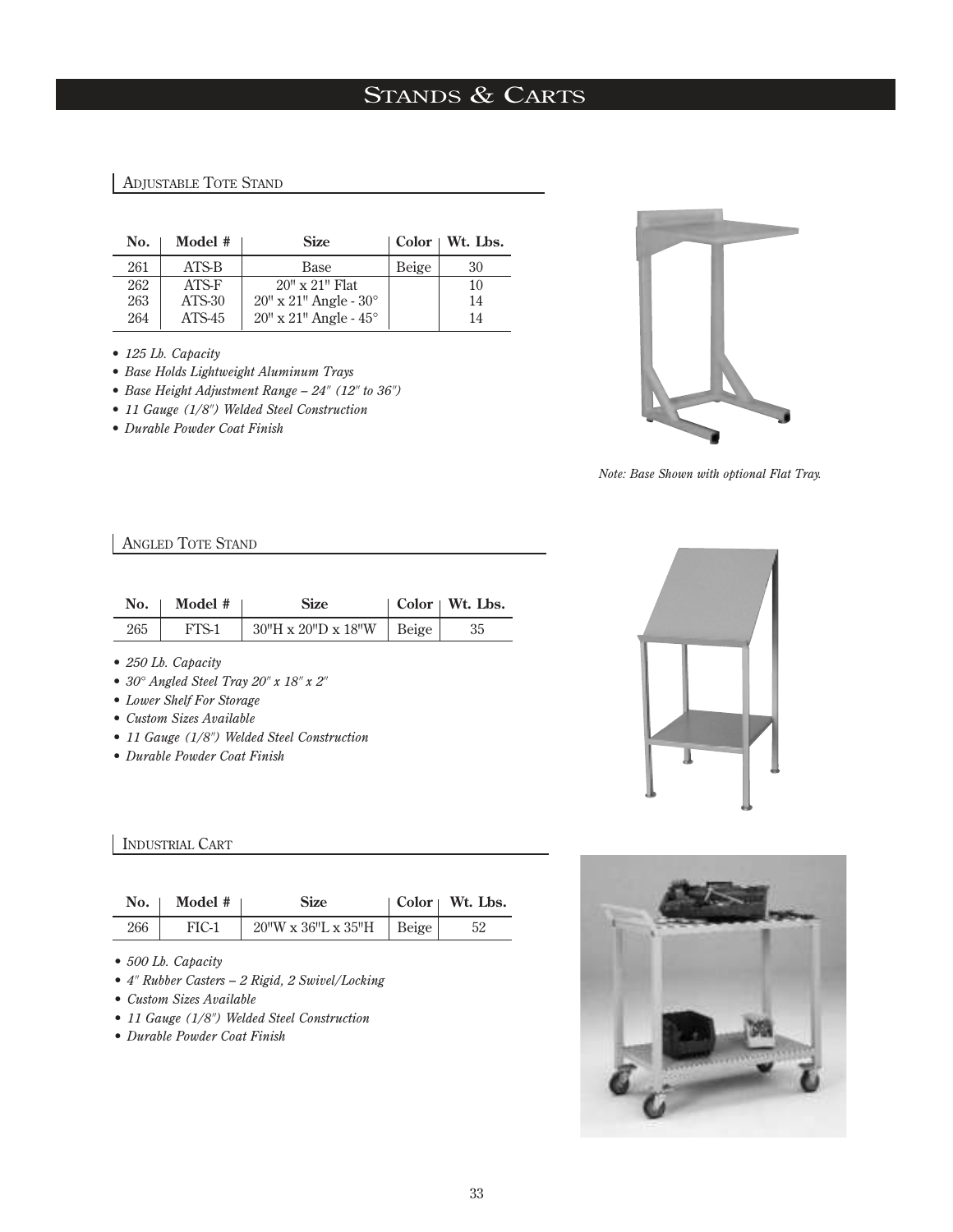# Stands & Carts

## Adjustable Tote Stand

| No. | Model # | Size | Color | Wt. Lbs. |
|---|---|---|---|---|
| 261 | ATS-B | Base | Beige | 30 |
| 262 | ATS-F | 20" x 21" Flat | | 10 |
| 263 | ATS-30 | 20" x 21" Angle - 30° | | 14 |
| 264 | ATS-45 | 20" x 21" Angle - 45° | | 14 |

- *125 Lb. Capacity*
- *Base Holds Lightweight Aluminum Trays*
- *Base Height Adjustment Range – 24" (12" to 36")*
- *11 Gauge (1/8") Welded Steel Construction*
- *Durable Powder Coat Finish*

*Note: Base Shown with optional Flat Tray.*

## Angled Tote Stand

| No. | Model # | Size | Color | Wt. Lbs. |
|---|---|---|---|---|
| 265 | FTS-1 | 30"H x 20"D x 18"W | Beige | 35 |

- *250 Lb. Capacity*
- *30° Angled Steel Tray 20" x 18" x 2"*
- *Lower Shelf For Storage*
- *Custom Sizes Available*
- *11 Gauge (1/8") Welded Steel Construction*
- *Durable Powder Coat Finish*

## Industrial Cart

| No. | Model # | Size | Color | Wt. Lbs. |
|---|---|---|---|---|
| 266 | FIC-1 | 20"W x 36"L x 35"H | Beige | 52 |

- *500 Lb. Capacity*
- *4" Rubber Casters – 2 Rigid, 2 Swivel/Locking*
- *Custom Sizes Available*
- *11 Gauge (1/8") Welded Steel Construction*
- *Durable Powder Coat Finish*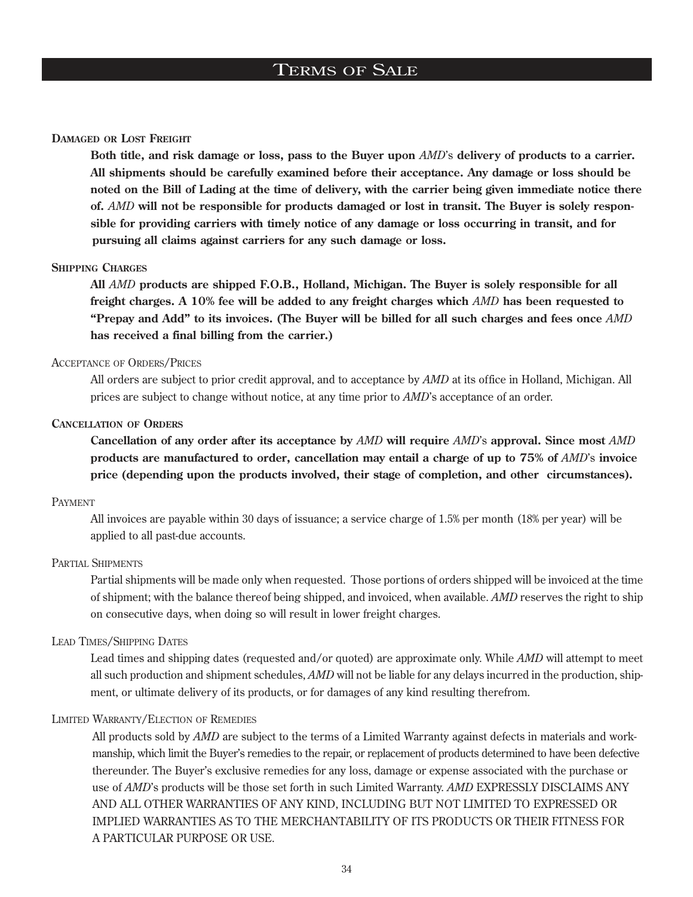# Terms of Sale

### Damaged or Lost Freight

**Both title, and risk damage or loss, pass to the Buyer upon *AMD*'s delivery of products to a carrier. All shipments should be carefully examined before their acceptance. Any damage or loss should be noted on the Bill of Lading at the time of delivery, with the carrier being given immediate notice there of. *AMD* will not be responsible for products damaged or lost in transit. The Buyer is solely responsible for providing carriers with timely notice of any damage or loss occurring in transit, and for pursuing all claims against carriers for any such damage or loss.**

### Shipping Charges

**All *AMD* products are shipped F.O.B., Holland, Michigan. The Buyer is solely responsible for all freight charges. A 10% fee will be added to any freight charges which *AMD* has been requested to "Prepay and Add" to its invoices. (The Buyer will be billed for all such charges and fees once *AMD* has received a final billing from the carrier.)**

### Acceptance of Orders/Prices

All orders are subject to prior credit approval, and to acceptance by *AMD* at its office in Holland, Michigan. All prices are subject to change without notice, at any time prior to *AMD*'s acceptance of an order.

### Cancellation of Orders

**Cancellation of any order after its acceptance by *AMD* will require *AMD*'s approval. Since most *AMD* products are manufactured to order, cancellation may entail a charge of up to 75% of *AMD*'s invoice price (depending upon the products involved, their stage of completion, and other circumstances).**

### Payment

All invoices are payable within 30 days of issuance; a service charge of 1.5% per month (18% per year) will be applied to all past-due accounts.

### Partial Shipments

Partial shipments will be made only when requested. Those portions of orders shipped will be invoiced at the time of shipment; with the balance thereof being shipped, and invoiced, when available. *AMD* reserves the right to ship on consecutive days, when doing so will result in lower freight charges.

### Lead Times/Shipping Dates

Lead times and shipping dates (requested and/or quoted) are approximate only. While *AMD* will attempt to meet all such production and shipment schedules, *AMD* will not be liable for any delays incurred in the production, shipment, or ultimate delivery of its products, or for damages of any kind resulting therefrom.

### Limited Warranty/Election of Remedies

All products sold by *AMD* are subject to the terms of a Limited Warranty against defects in materials and workmanship, which limit the Buyer's remedies to the repair, or replacement of products determined to have been defective thereunder. The Buyer's exclusive remedies for any loss, damage or expense associated with the purchase or use of *AMD*'s products will be those set forth in such Limited Warranty. *AMD* EXPRESSLY DISCLAIMS ANY AND ALL OTHER WARRANTIES OF ANY KIND, INCLUDING BUT NOT LIMITED TO EXPRESSED OR IMPLIED WARRANTIES AS TO THE MERCHANTABILITY OF ITS PRODUCTS OR THEIR FITNESS FOR A PARTICULAR PURPOSE OR USE.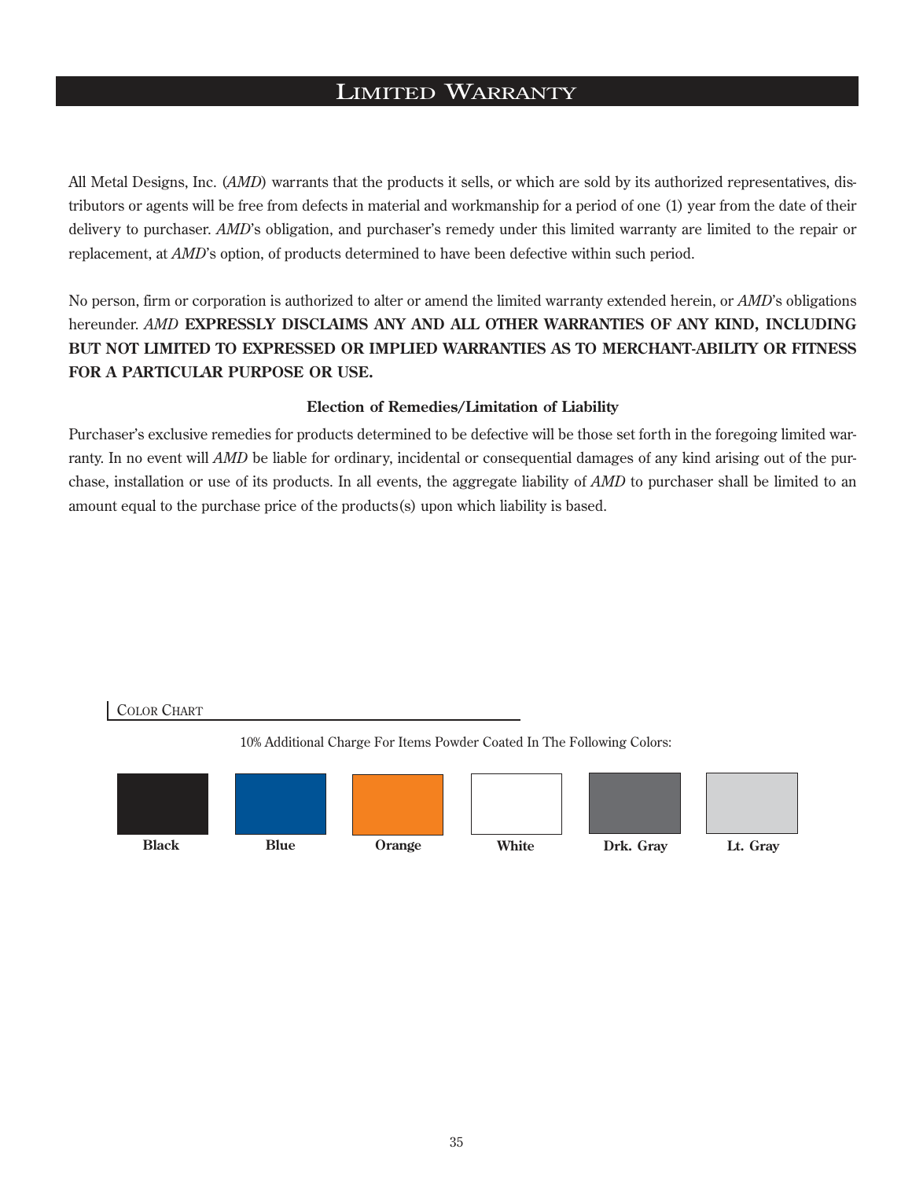# Limited Warranty

All Metal Designs, Inc. (*AMD*) warrants that the products it sells, or which are sold by its authorized representatives, distributors or agents will be free from defects in material and workmanship for a period of one (1) year from the date of their delivery to purchaser. *AMD*'s obligation, and purchaser's remedy under this limited warranty are limited to the repair or replacement, at *AMD*'s option, of products determined to have been defective within such period.

No person, firm or corporation is authorized to alter or amend the limited warranty extended herein, or *AMD*'s obligations hereunder. *AMD* **EXPRESSLY DISCLAIMS ANY AND ALL OTHER WARRANTIES OF ANY KIND, INCLUDING BUT NOT LIMITED TO EXPRESSED OR IMPLIED WARRANTIES AS TO MERCHANT-ABILITY OR FITNESS FOR A PARTICULAR PURPOSE OR USE.**

**Election of Remedies/Limitation of Liability**

Purchaser's exclusive remedies for products determined to be defective will be those set forth in the foregoing limited warranty. In no event will *AMD* be liable for ordinary, incidental or consequential damages of any kind arising out of the purchase, installation or use of its products. In all events, the aggregate liability of *AMD* to purchaser shall be limited to an amount equal to the purchase price of the products(s) upon which liability is based.

## Color Chart

10% Additional Charge For Items Powder Coated In The Following Colors:

**Black** | **Blue** | **Orange** | **White** | **Drk. Gray** | **Lt. Gray**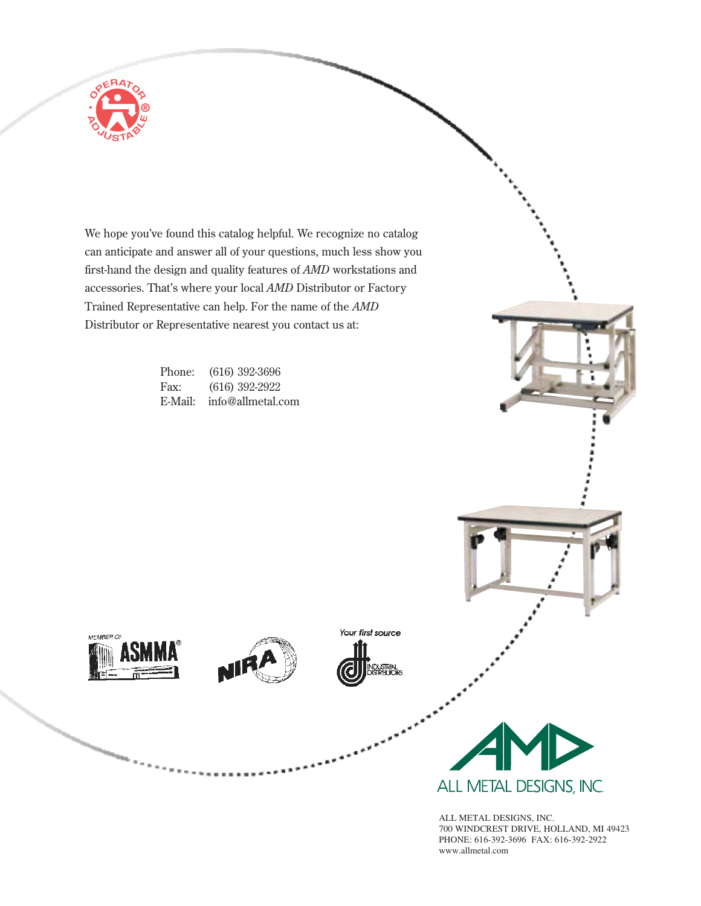We hope you've found this catalog helpful. We recognize no catalog can anticipate and answer all of your questions, much less show you first-hand the design and quality features of *AMD* workstations and accessories. That's where your local *AMD* Distributor or Factory Trained Representative can help. For the name of the *AMD* Distributor or Representative nearest you contact us at:

Phone: (616) 392-3696
Fax: (616) 392-2922
E-Mail: info@allmetal.com

ALL METAL DESIGNS, INC.

ALL METAL DESIGNS, INC.
700 WINDCREST DRIVE, HOLLAND, MI 49423
PHONE: 616-392-3696 FAX: 616-392-2922
www.allmetal.com